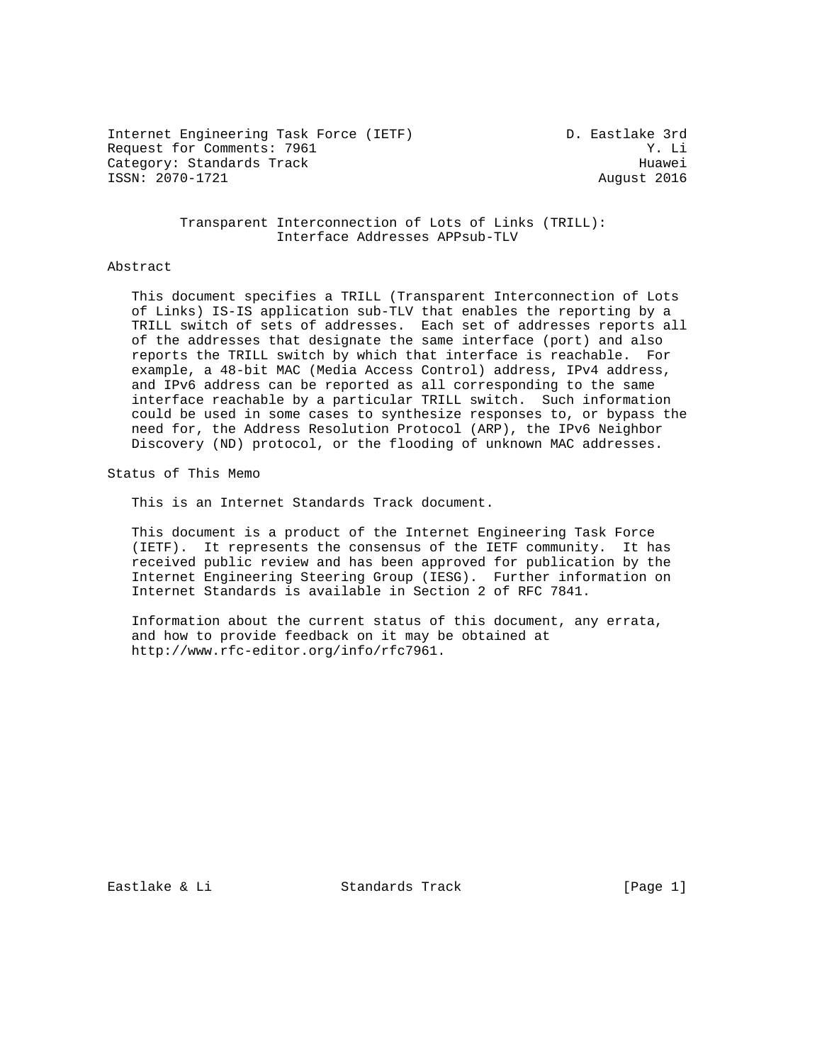Internet Engineering Task Force (IETF) D. Eastlake 3rd
Request for Comments: 7961 Y. Li
Category: Standards Track Huawei
ISSN: 2070-1721 August 2016

# Transparent Interconnection of Lots of Links (TRILL): Interface Addresses APPsub-TLV

## Abstract

This document specifies a TRILL (Transparent Interconnection of Lots of Links) IS-IS application sub-TLV that enables the reporting by a TRILL switch of sets of addresses. Each set of addresses reports all of the addresses that designate the same interface (port) and also reports the TRILL switch by which that interface is reachable. For example, a 48-bit MAC (Media Access Control) address, IPv4 address, and IPv6 address can be reported as all corresponding to the same interface reachable by a particular TRILL switch. Such information could be used in some cases to synthesize responses to, or bypass the need for, the Address Resolution Protocol (ARP), the IPv6 Neighbor Discovery (ND) protocol, or the flooding of unknown MAC addresses.

## Status of This Memo

This is an Internet Standards Track document.

This document is a product of the Internet Engineering Task Force (IETF). It represents the consensus of the IETF community. It has received public review and has been approved for publication by the Internet Engineering Steering Group (IESG). Further information on Internet Standards is available in Section 2 of RFC 7841.

Information about the current status of this document, any errata, and how to provide feedback on it may be obtained at http://www.rfc-editor.org/info/rfc7961.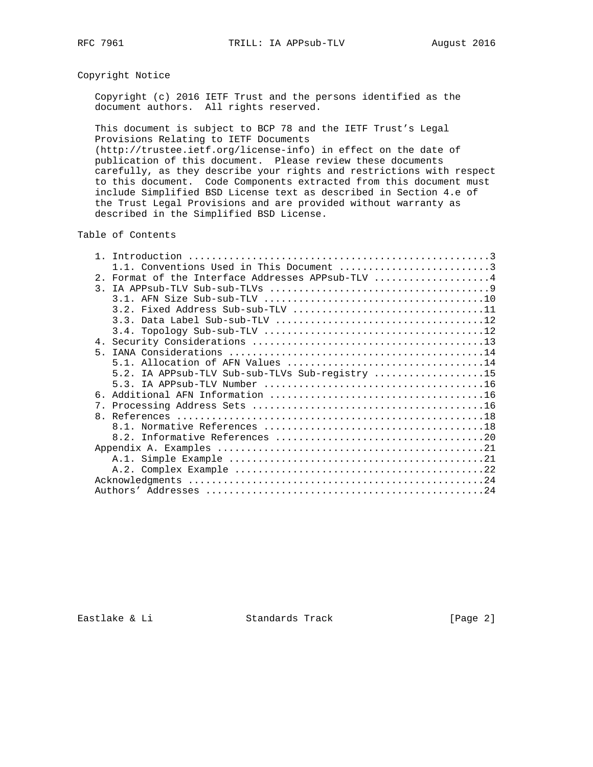## Copyright Notice

Copyright (c) 2016 IETF Trust and the persons identified as the document authors. All rights reserved.

This document is subject to BCP 78 and the IETF Trust's Legal Provisions Relating to IETF Documents (http://trustee.ietf.org/license-info) in effect on the date of publication of this document. Please review these documents carefully, as they describe your rights and restrictions with respect to this document. Code Components extracted from this document must include Simplified BSD License text as described in Section 4.e of the Trust Legal Provisions and are provided without warranty as described in the Simplified BSD License.

## Table of Contents

```
   1. Introduction ....................................................3
      1.1. Conventions Used in This Document ..........................3
   2. Format of the Interface Addresses APPsub-TLV ....................4
   3. IA APPsub-TLV Sub-sub-TLVs ......................................9
      3.1. AFN Size Sub-sub-TLV ......................................10
      3.2. Fixed Address Sub-sub-TLV .................................11
      3.3. Data Label Sub-sub-TLV ....................................12
      3.4. Topology Sub-sub-TLV ......................................12
   4. Security Considerations ........................................13
   5. IANA Considerations ............................................14
      5.1. Allocation of AFN Values ..................................14
      5.2. IA APPsub-TLV Sub-sub-TLVs Sub-registry ...................15
      5.3. IA APPsub-TLV Number ......................................16
   6. Additional AFN Information .....................................16
   7. Processing Address Sets ........................................16
   8. References .....................................................18
      8.1. Normative References ......................................18
      8.2. Informative References ....................................20
   Appendix A. Examples ..............................................21
      A.1. Simple Example ............................................21
      A.2. Complex Example ...........................................22
   Acknowledgments ...................................................24
   Authors' Addresses ................................................24
```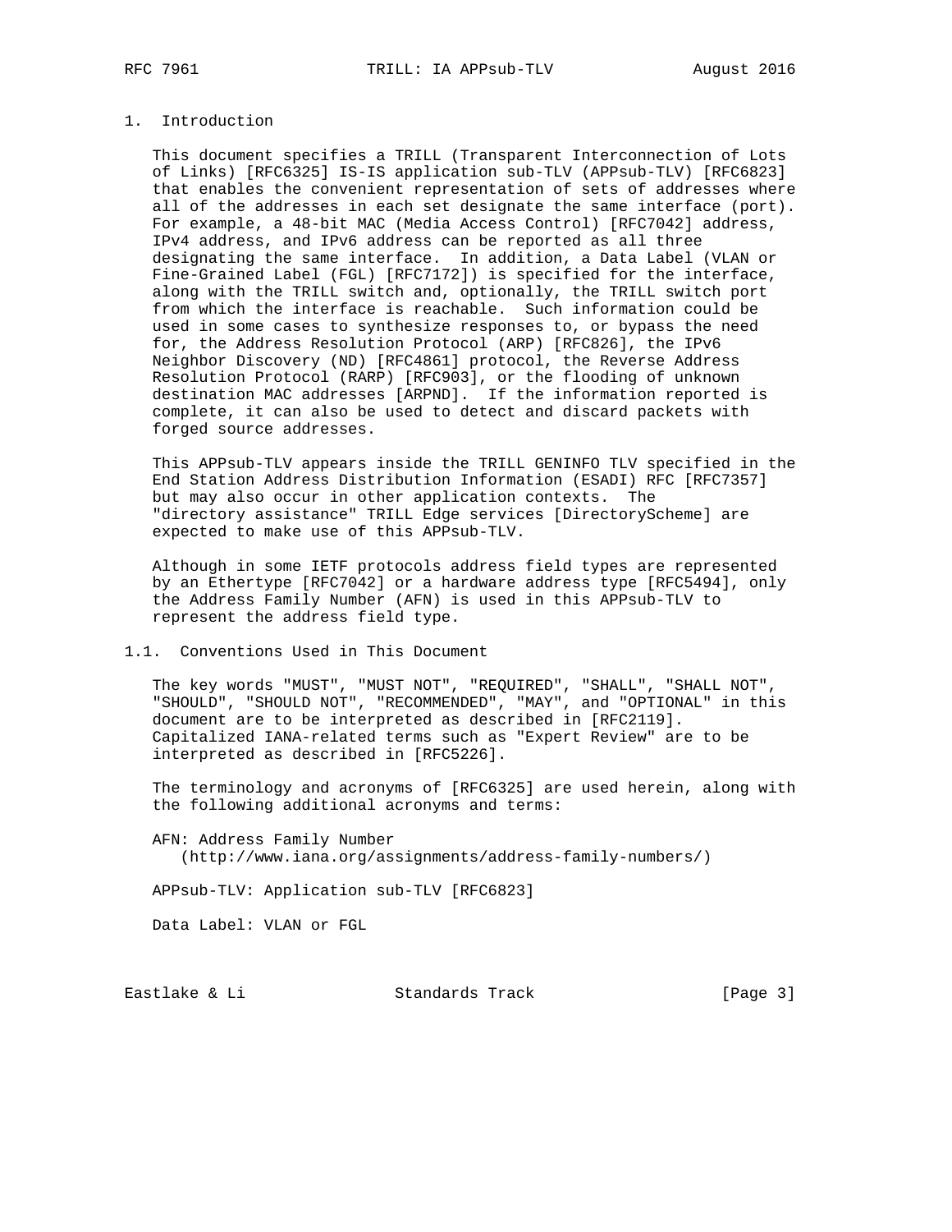## 1. Introduction

This document specifies a TRILL (Transparent Interconnection of Lots of Links) [RFC6325] IS-IS application sub-TLV (APPsub-TLV) [RFC6823] that enables the convenient representation of sets of addresses where all of the addresses in each set designate the same interface (port). For example, a 48-bit MAC (Media Access Control) [RFC7042] address, IPv4 address, and IPv6 address can be reported as all three designating the same interface. In addition, a Data Label (VLAN or Fine-Grained Label (FGL) [RFC7172]) is specified for the interface, along with the TRILL switch and, optionally, the TRILL switch port from which the interface is reachable. Such information could be used in some cases to synthesize responses to, or bypass the need for, the Address Resolution Protocol (ARP) [RFC826], the IPv6 Neighbor Discovery (ND) [RFC4861] protocol, the Reverse Address Resolution Protocol (RARP) [RFC903], or the flooding of unknown destination MAC addresses [ARPND]. If the information reported is complete, it can also be used to detect and discard packets with forged source addresses.

This APPsub-TLV appears inside the TRILL GENINFO TLV specified in the End Station Address Distribution Information (ESADI) RFC [RFC7357] but may also occur in other application contexts. The "directory assistance" TRILL Edge services [DirectoryScheme] are expected to make use of this APPsub-TLV.

Although in some IETF protocols address field types are represented by an Ethertype [RFC7042] or a hardware address type [RFC5494], only the Address Family Number (AFN) is used in this APPsub-TLV to represent the address field type.

### 1.1. Conventions Used in This Document

The key words "MUST", "MUST NOT", "REQUIRED", "SHALL", "SHALL NOT", "SHOULD", "SHOULD NOT", "RECOMMENDED", "MAY", and "OPTIONAL" in this document are to be interpreted as described in [RFC2119]. Capitalized IANA-related terms such as "Expert Review" are to be interpreted as described in [RFC5226].

The terminology and acronyms of [RFC6325] are used herein, along with the following additional acronyms and terms:

AFN: Address Family Number
   (http://www.iana.org/assignments/address-family-numbers/)

APPsub-TLV: Application sub-TLV [RFC6823]

Data Label: VLAN or FGL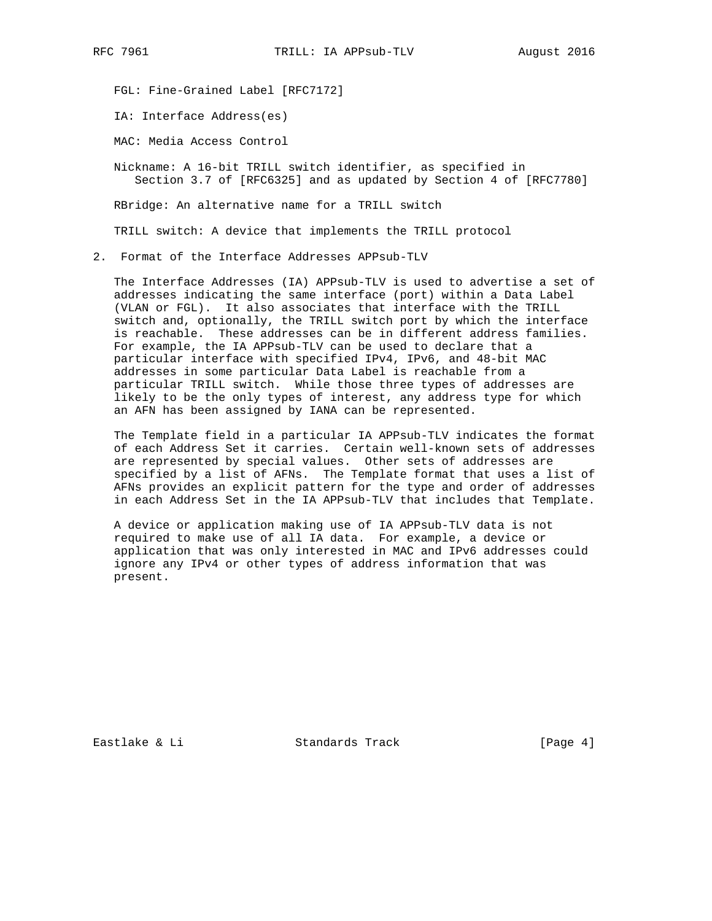FGL: Fine-Grained Label [RFC7172]

IA: Interface Address(es)

MAC: Media Access Control

Nickname: A 16-bit TRILL switch identifier, as specified in Section 3.7 of [RFC6325] and as updated by Section 4 of [RFC7780]

RBridge: An alternative name for a TRILL switch

TRILL switch: A device that implements the TRILL protocol

## 2. Format of the Interface Addresses APPsub-TLV

The Interface Addresses (IA) APPsub-TLV is used to advertise a set of addresses indicating the same interface (port) within a Data Label (VLAN or FGL). It also associates that interface with the TRILL switch and, optionally, the TRILL switch port by which the interface is reachable. These addresses can be in different address families. For example, the IA APPsub-TLV can be used to declare that a particular interface with specified IPv4, IPv6, and 48-bit MAC addresses in some particular Data Label is reachable from a particular TRILL switch. While those three types of addresses are likely to be the only types of interest, any address type for which an AFN has been assigned by IANA can be represented.

The Template field in a particular IA APPsub-TLV indicates the format of each Address Set it carries. Certain well-known sets of addresses are represented by special values. Other sets of addresses are specified by a list of AFNs. The Template format that uses a list of AFNs provides an explicit pattern for the type and order of addresses in each Address Set in the IA APPsub-TLV that includes that Template.

A device or application making use of IA APPsub-TLV data is not required to make use of all IA data. For example, a device or application that was only interested in MAC and IPv6 addresses could ignore any IPv4 or other types of address information that was present.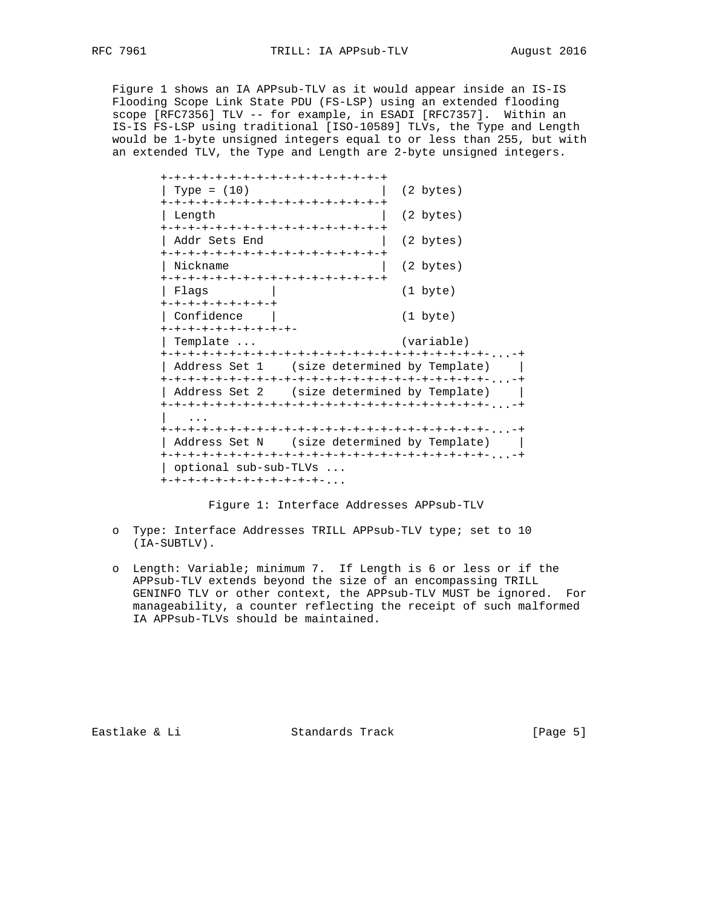Figure 1 shows an IA APPsub-TLV as it would appear inside an IS-IS Flooding Scope Link State PDU (FS-LSP) using an extended flooding scope [RFC7356] TLV -- for example, in ESADI [RFC7357]. Within an IS-IS FS-LSP using traditional [ISO-10589] TLVs, the Type and Length would be 1-byte unsigned integers equal to or less than 255, but with an extended TLV, the Type and Length are 2-byte unsigned integers.

```
+-+-+-+-+-+-+-+-+-+-+-+-+-+-+-+-+
| Type = (10)                   |  (2 bytes)
+-+-+-+-+-+-+-+-+-+-+-+-+-+-+-+-+
| Length                        |  (2 bytes)
+-+-+-+-+-+-+-+-+-+-+-+-+-+-+-+-+
| Addr Sets End                 |  (2 bytes)
+-+-+-+-+-+-+-+-+-+-+-+-+-+-+-+-+
| Nickname                      |  (2 bytes)
+-+-+-+-+-+-+-+-+-+-+-+-+-+-+-+-+
| Flags         |                  (1 byte)
+-+-+-+-+-+-+-+-+
| Confidence    |                  (1 byte)
+-+-+-+-+-+-+-+-+-
| Template ...                     (variable)
+-+-+-+-+-+-+-+-+-+-+-+-+-+-+-+-+-+-+-+-+-+-+-+-+-+-+-+-+-...-+
| Address Set 1    (size determined by Template)    |
+-+-+-+-+-+-+-+-+-+-+-+-+-+-+-+-+-+-+-+-+-+-+-+-+-+-+-+-+-...-+
| Address Set 2    (size determined by Template)    |
+-+-+-+-+-+-+-+-+-+-+-+-+-+-+-+-+-+-+-+-+-+-+-+-+-+-+-+-+-...-+
|   ...
+-+-+-+-+-+-+-+-+-+-+-+-+-+-+-+-+-+-+-+-+-+-+-+-+-+-+-+-+-...-+
| Address Set N    (size determined by Template)    |
+-+-+-+-+-+-+-+-+-+-+-+-+-+-+-+-+-+-+-+-+-+-+-+-+-+-+-+-+-...-+
| optional sub-sub-TLVs ...
+-+-+-+-+-+-+-+-+-+-+-+-...
```

Figure 1: Interface Addresses APPsub-TLV

- Type: Interface Addresses TRILL APPsub-TLV type; set to 10 (IA-SUBTLV).

- Length: Variable; minimum 7. If Length is 6 or less or if the APPsub-TLV extends beyond the size of an encompassing TRILL GENINFO TLV or other context, the APPsub-TLV MUST be ignored. For manageability, a counter reflecting the receipt of such malformed IA APPsub-TLVs should be maintained.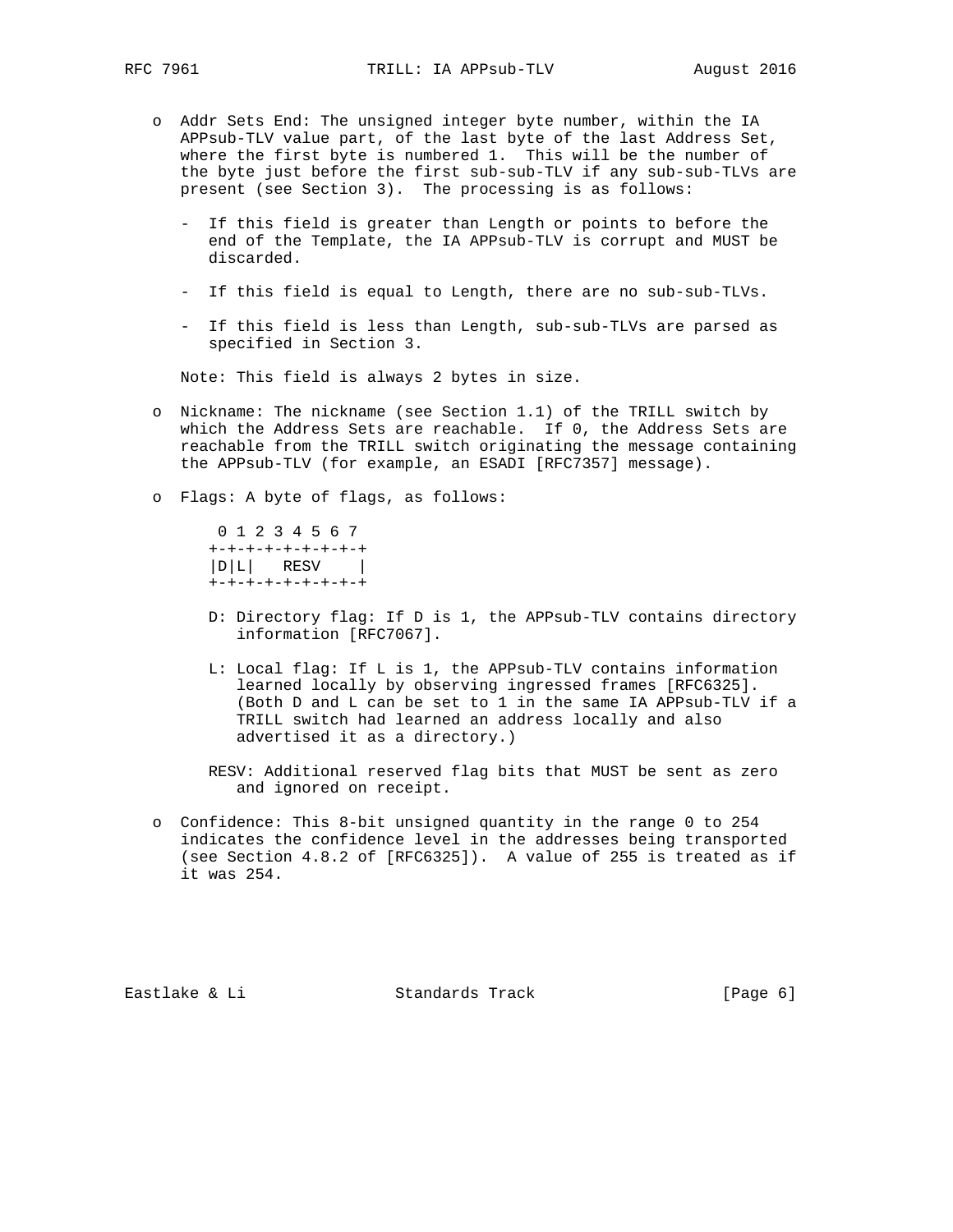- Addr Sets End: The unsigned integer byte number, within the IA APPsub-TLV value part, of the last byte of the last Address Set, where the first byte is numbered 1. This will be the number of the byte just before the first sub-sub-TLV if any sub-sub-TLVs are present (see Section 3). The processing is as follows:

  - If this field is greater than Length or points to before the end of the Template, the IA APPsub-TLV is corrupt and MUST be discarded.

  - If this field is equal to Length, there are no sub-sub-TLVs.

  - If this field is less than Length, sub-sub-TLVs are parsed as specified in Section 3.

  Note: This field is always 2 bytes in size.

- Nickname: The nickname (see Section 1.1) of the TRILL switch by which the Address Sets are reachable. If 0, the Address Sets are reachable from the TRILL switch originating the message containing the APPsub-TLV (for example, an ESADI [RFC7357] message).

- Flags: A byte of flags, as follows:

```
 0 1 2 3 4 5 6 7
+-+-+-+-+-+-+-+-+
|D|L|   RESV    |
+-+-+-+-+-+-+-+-+
```

  D: Directory flag: If D is 1, the APPsub-TLV contains directory information [RFC7067].

  L: Local flag: If L is 1, the APPsub-TLV contains information learned locally by observing ingressed frames [RFC6325]. (Both D and L can be set to 1 in the same IA APPsub-TLV if a TRILL switch had learned an address locally and also advertised it as a directory.)

  RESV: Additional reserved flag bits that MUST be sent as zero and ignored on receipt.

- Confidence: This 8-bit unsigned quantity in the range 0 to 254 indicates the confidence level in the addresses being transported (see Section 4.8.2 of [RFC6325]). A value of 255 is treated as if it was 254.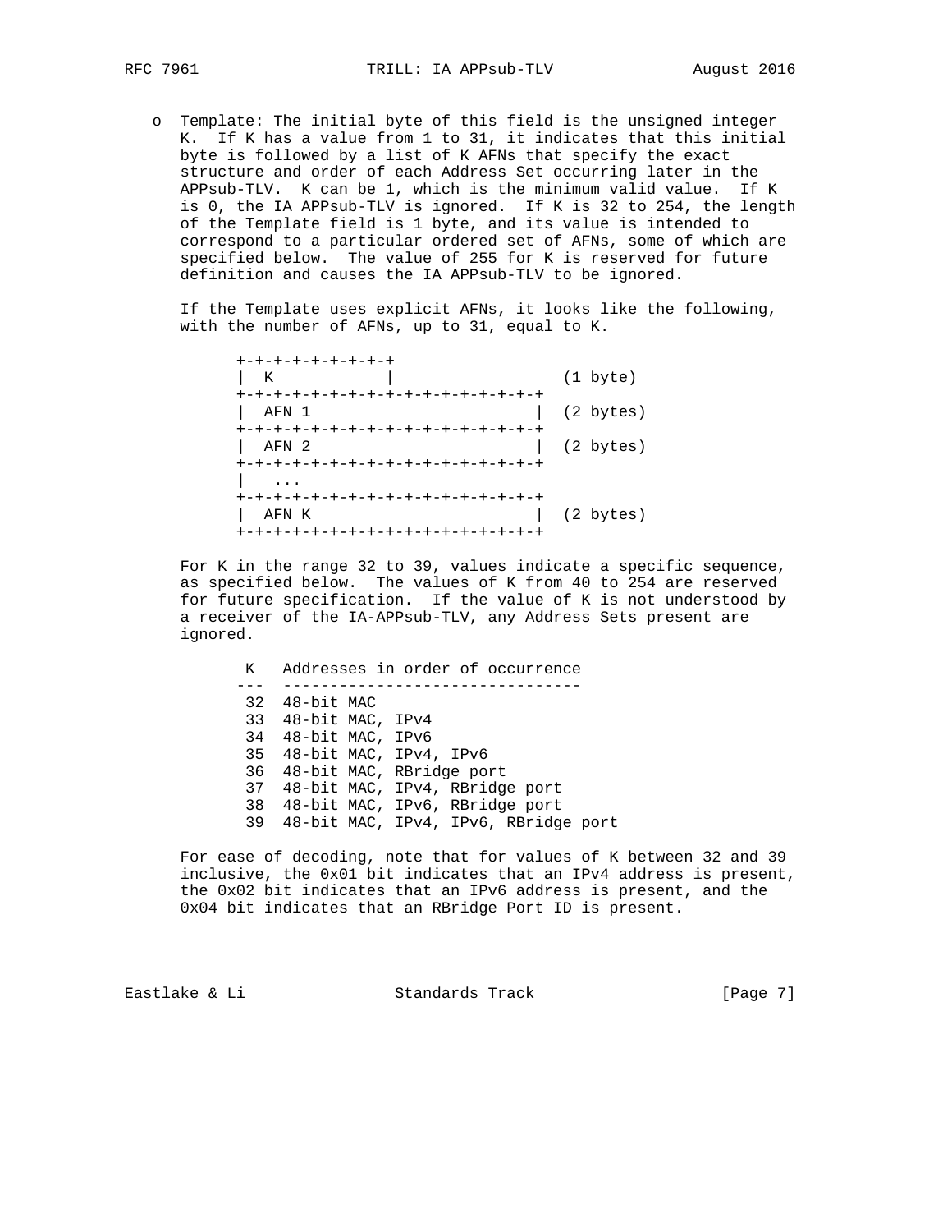o Template: The initial byte of this field is the unsigned integer K. If K has a value from 1 to 31, it indicates that this initial byte is followed by a list of K AFNs that specify the exact structure and order of each Address Set occurring later in the APPsub-TLV. K can be 1, which is the minimum valid value. If K is 0, the IA APPsub-TLV is ignored. If K is 32 to 254, the length of the Template field is 1 byte, and its value is intended to correspond to a particular ordered set of AFNs, some of which are specified below. The value of 255 for K is reserved for future definition and causes the IA APPsub-TLV to be ignored.

If the Template uses explicit AFNs, it looks like the following, with the number of AFNs, up to 31, equal to K.

```
+-+-+-+-+-+-+-+-+
| K             |                   (1 byte)
+-+-+-+-+-+-+-+-+-+-+-+-+-+-+-+-+
| AFN 1                         |  (2 bytes)
+-+-+-+-+-+-+-+-+-+-+-+-+-+-+-+-+
| AFN 2                         |  (2 bytes)
+-+-+-+-+-+-+-+-+-+-+-+-+-+-+-+-+
|   ...
+-+-+-+-+-+-+-+-+-+-+-+-+-+-+-+-+
| AFN K                         |  (2 bytes)
+-+-+-+-+-+-+-+-+-+-+-+-+-+-+-+-+
```

For K in the range 32 to 39, values indicate a specific sequence, as specified below. The values of K from 40 to 254 are reserved for future specification. If the value of K is not understood by a receiver of the IA-APPsub-TLV, any Address Sets present are ignored.

| K | Addresses in order of occurrence |
|---|---|
| 32 | 48-bit MAC |
| 33 | 48-bit MAC, IPv4 |
| 34 | 48-bit MAC, IPv6 |
| 35 | 48-bit MAC, IPv4, IPv6 |
| 36 | 48-bit MAC, RBridge port |
| 37 | 48-bit MAC, IPv4, RBridge port |
| 38 | 48-bit MAC, IPv6, RBridge port |
| 39 | 48-bit MAC, IPv4, IPv6, RBridge port |

For ease of decoding, note that for values of K between 32 and 39 inclusive, the 0x01 bit indicates that an IPv4 address is present, the 0x02 bit indicates that an IPv6 address is present, and the 0x04 bit indicates that an RBridge Port ID is present.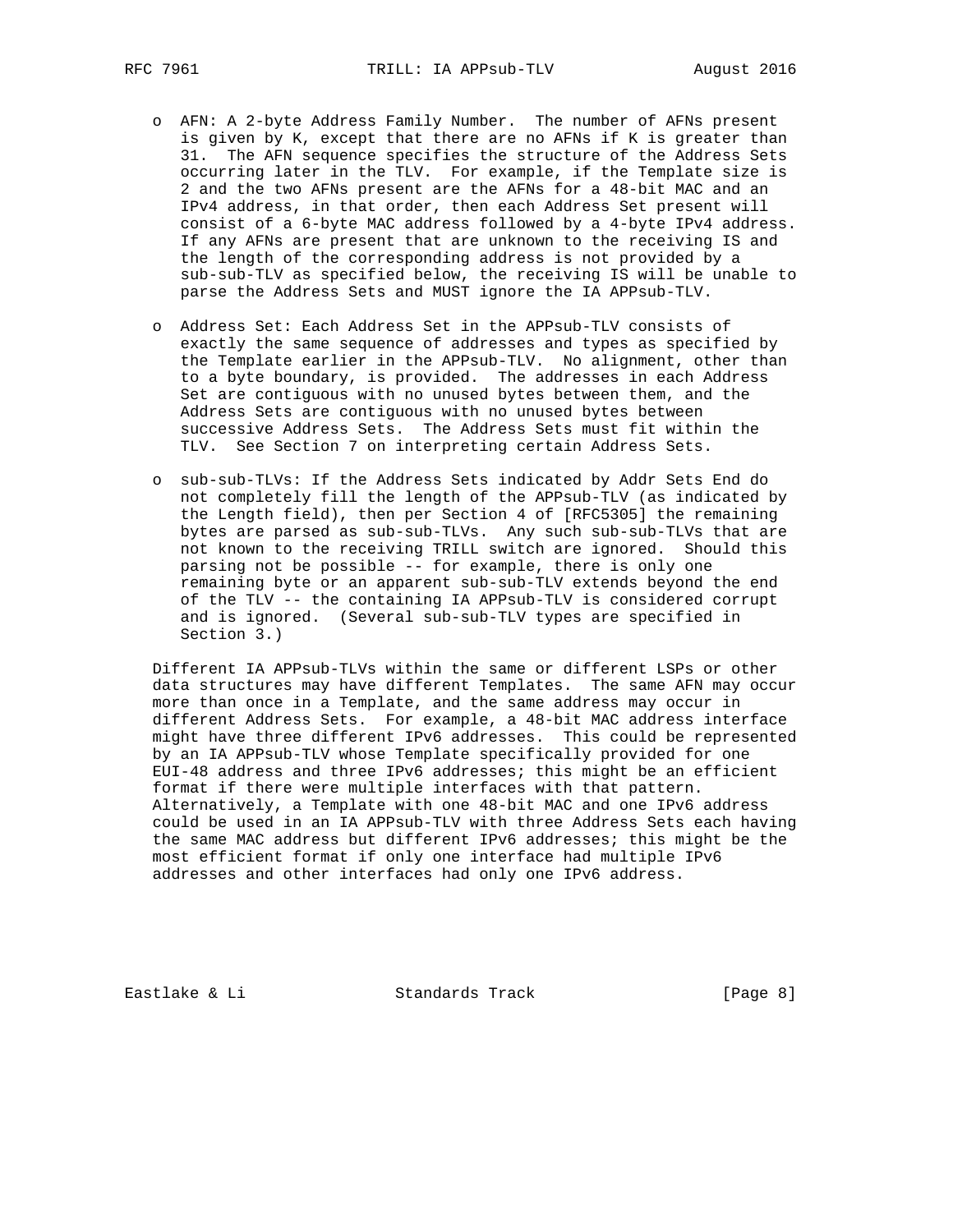- AFN: A 2-byte Address Family Number. The number of AFNs present is given by K, except that there are no AFNs if K is greater than 31. The AFN sequence specifies the structure of the Address Sets occurring later in the TLV. For example, if the Template size is 2 and the two AFNs present are the AFNs for a 48-bit MAC and an IPv4 address, in that order, then each Address Set present will consist of a 6-byte MAC address followed by a 4-byte IPv4 address. If any AFNs are present that are unknown to the receiving IS and the length of the corresponding address is not provided by a sub-sub-TLV as specified below, the receiving IS will be unable to parse the Address Sets and MUST ignore the IA APPsub-TLV.

- Address Set: Each Address Set in the APPsub-TLV consists of exactly the same sequence of addresses and types as specified by the Template earlier in the APPsub-TLV. No alignment, other than to a byte boundary, is provided. The addresses in each Address Set are contiguous with no unused bytes between them, and the Address Sets are contiguous with no unused bytes between successive Address Sets. The Address Sets must fit within the TLV. See Section 7 on interpreting certain Address Sets.

- sub-sub-TLVs: If the Address Sets indicated by Addr Sets End do not completely fill the length of the APPsub-TLV (as indicated by the Length field), then per Section 4 of [RFC5305] the remaining bytes are parsed as sub-sub-TLVs. Any such sub-sub-TLVs that are not known to the receiving TRILL switch are ignored. Should this parsing not be possible -- for example, there is only one remaining byte or an apparent sub-sub-TLV extends beyond the end of the TLV -- the containing IA APPsub-TLV is considered corrupt and is ignored. (Several sub-sub-TLV types are specified in Section 3.)

Different IA APPsub-TLVs within the same or different LSPs or other data structures may have different Templates. The same AFN may occur more than once in a Template, and the same address may occur in different Address Sets. For example, a 48-bit MAC address interface might have three different IPv6 addresses. This could be represented by an IA APPsub-TLV whose Template specifically provided for one EUI-48 address and three IPv6 addresses; this might be an efficient format if there were multiple interfaces with that pattern. Alternatively, a Template with one 48-bit MAC and one IPv6 address could be used in an IA APPsub-TLV with three Address Sets each having the same MAC address but different IPv6 addresses; this might be the most efficient format if only one interface had multiple IPv6 addresses and other interfaces had only one IPv6 address.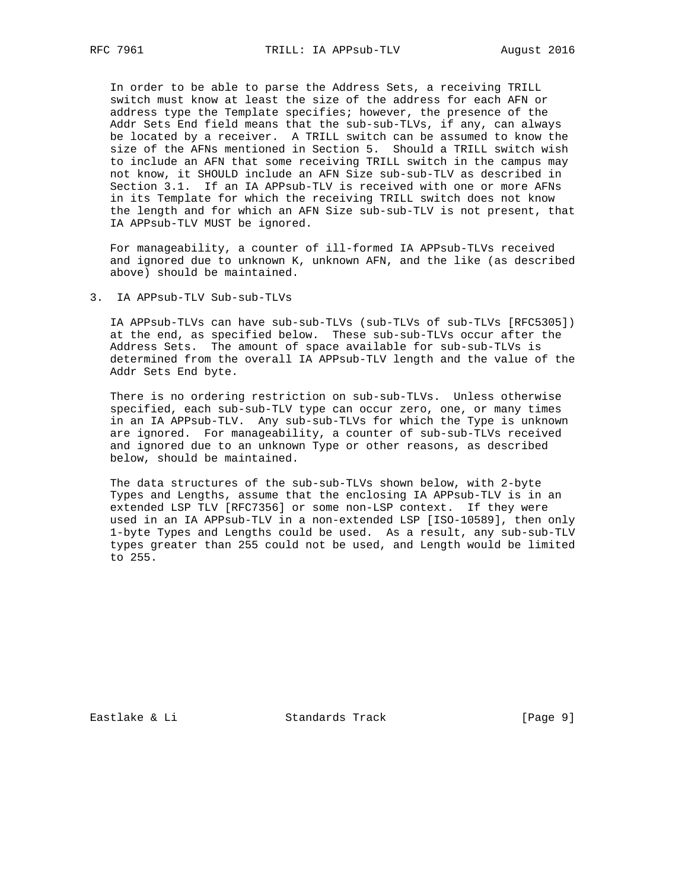In order to be able to parse the Address Sets, a receiving TRILL switch must know at least the size of the address for each AFN or address type the Template specifies; however, the presence of the Addr Sets End field means that the sub-sub-TLVs, if any, can always be located by a receiver. A TRILL switch can be assumed to know the size of the AFNs mentioned in Section 5. Should a TRILL switch wish to include an AFN that some receiving TRILL switch in the campus may not know, it SHOULD include an AFN Size sub-sub-TLV as described in Section 3.1. If an IA APPsub-TLV is received with one or more AFNs in its Template for which the receiving TRILL switch does not know the length and for which an AFN Size sub-sub-TLV is not present, that IA APPsub-TLV MUST be ignored.

For manageability, a counter of ill-formed IA APPsub-TLVs received and ignored due to unknown K, unknown AFN, and the like (as described above) should be maintained.

## 3. IA APPsub-TLV Sub-sub-TLVs

IA APPsub-TLVs can have sub-sub-TLVs (sub-TLVs of sub-TLVs [RFC5305]) at the end, as specified below. These sub-sub-TLVs occur after the Address Sets. The amount of space available for sub-sub-TLVs is determined from the overall IA APPsub-TLV length and the value of the Addr Sets End byte.

There is no ordering restriction on sub-sub-TLVs. Unless otherwise specified, each sub-sub-TLV type can occur zero, one, or many times in an IA APPsub-TLV. Any sub-sub-TLVs for which the Type is unknown are ignored. For manageability, a counter of sub-sub-TLVs received and ignored due to an unknown Type or other reasons, as described below, should be maintained.

The data structures of the sub-sub-TLVs shown below, with 2-byte Types and Lengths, assume that the enclosing IA APPsub-TLV is in an extended LSP TLV [RFC7356] or some non-LSP context. If they were used in an IA APPsub-TLV in a non-extended LSP [ISO-10589], then only 1-byte Types and Lengths could be used. As a result, any sub-sub-TLV types greater than 255 could not be used, and Length would be limited to 255.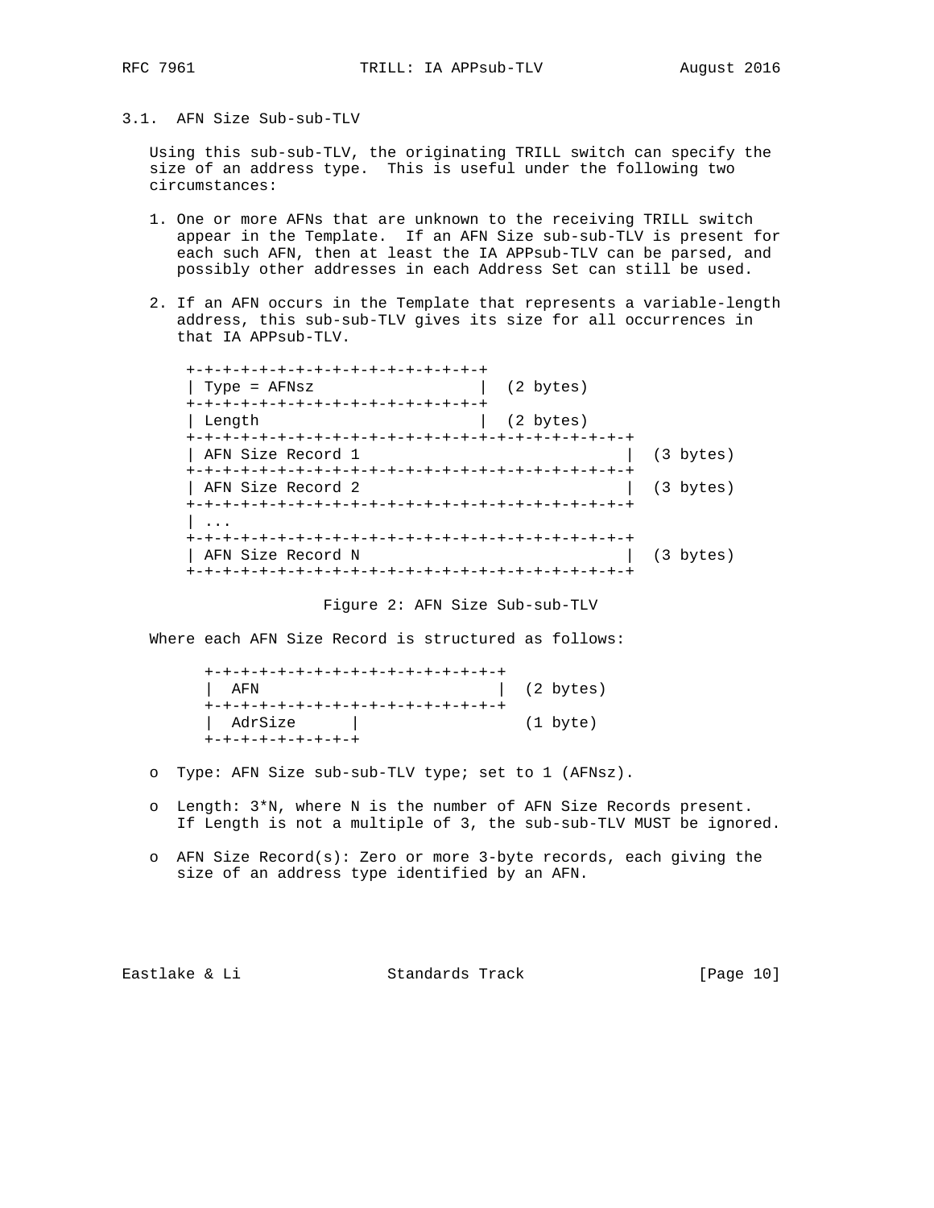### 3.1. AFN Size Sub-sub-TLV

Using this sub-sub-TLV, the originating TRILL switch can specify the size of an address type. This is useful under the following two circumstances:

1. One or more AFNs that are unknown to the receiving TRILL switch appear in the Template. If an AFN Size sub-sub-TLV is present for each such AFN, then at least the IA APPsub-TLV can be parsed, and possibly other addresses in each Address Set can still be used.

2. If an AFN occurs in the Template that represents a variable-length address, this sub-sub-TLV gives its size for all occurrences in that IA APPsub-TLV.

```
+-+-+-+-+-+-+-+-+-+-+-+-+-+-+-+-+
| Type = AFNsz                  |  (2 bytes)
+-+-+-+-+-+-+-+-+-+-+-+-+-+-+-+-+
| Length                        |  (2 bytes)
+-+-+-+-+-+-+-+-+-+-+-+-+-+-+-+-+-+-+-+-+-+-+-+-+-+
| AFN Size Record 1                                |  (3 bytes)
+-+-+-+-+-+-+-+-+-+-+-+-+-+-+-+-+-+-+-+-+-+-+-+-+-+
| AFN Size Record 2                                |  (3 bytes)
+-+-+-+-+-+-+-+-+-+-+-+-+-+-+-+-+-+-+-+-+-+-+-+-+-+
| ...
+-+-+-+-+-+-+-+-+-+-+-+-+-+-+-+-+-+-+-+-+-+-+-+-+-+
| AFN Size Record N                                |  (3 bytes)
+-+-+-+-+-+-+-+-+-+-+-+-+-+-+-+-+-+-+-+-+-+-+-+-+-+
```

Figure 2: AFN Size Sub-sub-TLV

Where each AFN Size Record is structured as follows:

```
+-+-+-+-+-+-+-+-+-+-+-+-+-+-+-+-+
|  AFN                          |  (2 bytes)
+-+-+-+-+-+-+-+-+-+-+-+-+-+-+-+-+
|  AdrSize      |                  (1 byte)
+-+-+-+-+-+-+-+-+
```

- Type: AFN Size sub-sub-TLV type; set to 1 (AFNsz).

- Length: 3*N, where N is the number of AFN Size Records present. If Length is not a multiple of 3, the sub-sub-TLV MUST be ignored.

- AFN Size Record(s): Zero or more 3-byte records, each giving the size of an address type identified by an AFN.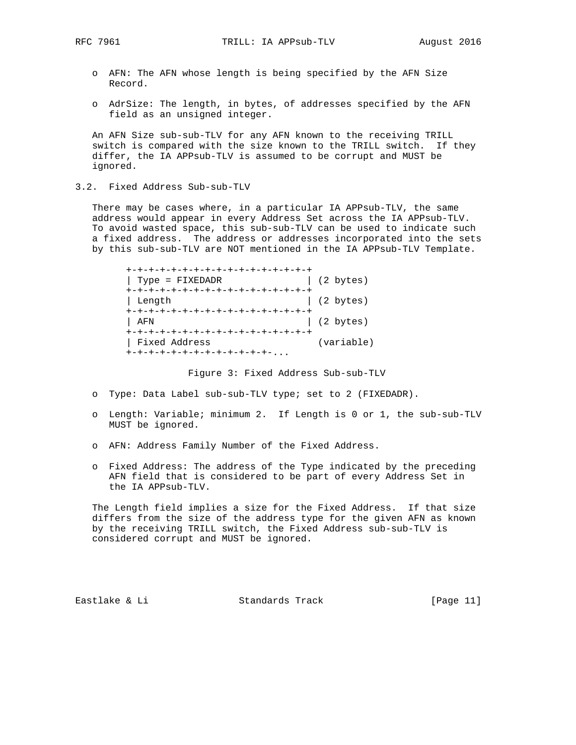- AFN: The AFN whose length is being specified by the AFN Size Record.

- AdrSize: The length, in bytes, of addresses specified by the AFN field as an unsigned integer.

An AFN Size sub-sub-TLV for any AFN known to the receiving TRILL switch is compared with the size known to the TRILL switch. If they differ, the IA APPsub-TLV is assumed to be corrupt and MUST be ignored.

### 3.2. Fixed Address Sub-sub-TLV

There may be cases where, in a particular IA APPsub-TLV, the same address would appear in every Address Set across the IA APPsub-TLV. To avoid wasted space, this sub-sub-TLV can be used to indicate such a fixed address. The address or addresses incorporated into the sets by this sub-sub-TLV are NOT mentioned in the IA APPsub-TLV Template.

```
+-+-+-+-+-+-+-+-+-+-+-+-+-+-+-+-+
| Type = FIXEDADR               | (2 bytes)
+-+-+-+-+-+-+-+-+-+-+-+-+-+-+-+-+
| Length                        | (2 bytes)
+-+-+-+-+-+-+-+-+-+-+-+-+-+-+-+-+
| AFN                           | (2 bytes)
+-+-+-+-+-+-+-+-+-+-+-+-+-+-+-+-+
| Fixed Address                   (variable)
+-+-+-+-+-+-+-+-+-+-+-+-+-+-...
```

Figure 3: Fixed Address Sub-sub-TLV

- Type: Data Label sub-sub-TLV type; set to 2 (FIXEDADR).

- Length: Variable; minimum 2. If Length is 0 or 1, the sub-sub-TLV MUST be ignored.

- AFN: Address Family Number of the Fixed Address.

- Fixed Address: The address of the Type indicated by the preceding AFN field that is considered to be part of every Address Set in the IA APPsub-TLV.

The Length field implies a size for the Fixed Address. If that size differs from the size of the address type for the given AFN as known by the receiving TRILL switch, the Fixed Address sub-sub-TLV is considered corrupt and MUST be ignored.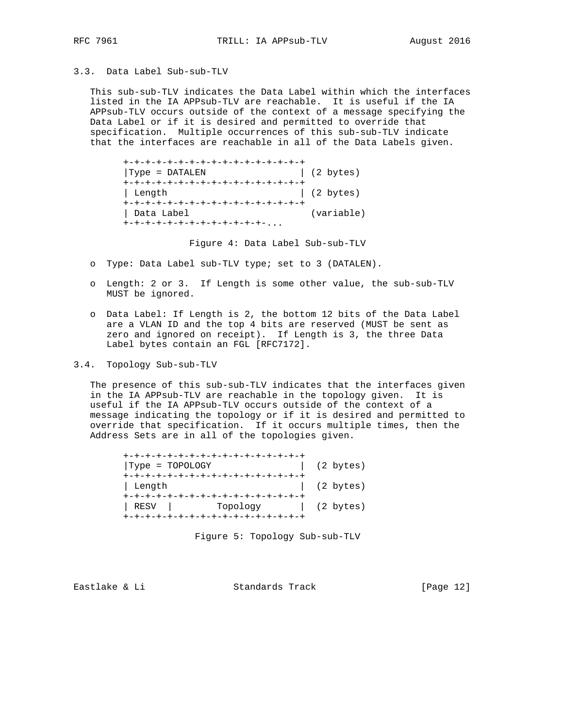### 3.3. Data Label Sub-sub-TLV

This sub-sub-TLV indicates the Data Label within which the interfaces listed in the IA APPsub-TLV are reachable. It is useful if the IA APPsub-TLV occurs outside of the context of a message specifying the Data Label or if it is desired and permitted to override that specification. Multiple occurrences of this sub-sub-TLV indicate that the interfaces are reachable in all of the Data Labels given.

```
+-+-+-+-+-+-+-+-+-+-+-+-+-+-+-+-+
|Type = DATALEN                 | (2 bytes)
+-+-+-+-+-+-+-+-+-+-+-+-+-+-+-+-+
| Length                        | (2 bytes)
+-+-+-+-+-+-+-+-+-+-+-+-+-+-+-+-+
| Data Label                      (variable)
+-+-+-+-+-+-+-+-+-+-+-+-+-+-...
```

Figure 4: Data Label Sub-sub-TLV

- Type: Data Label sub-TLV type; set to 3 (DATALEN).
- Length: 2 or 3. If Length is some other value, the sub-sub-TLV MUST be ignored.
- Data Label: If Length is 2, the bottom 12 bits of the Data Label are a VLAN ID and the top 4 bits are reserved (MUST be sent as zero and ignored on receipt). If Length is 3, the three Data Label bytes contain an FGL [RFC7172].

### 3.4. Topology Sub-sub-TLV

The presence of this sub-sub-TLV indicates that the interfaces given in the IA APPsub-TLV are reachable in the topology given. It is useful if the IA APPsub-TLV occurs outside of the context of a message indicating the topology or if it is desired and permitted to override that specification. If it occurs multiple times, then the Address Sets are in all of the topologies given.

```
+-+-+-+-+-+-+-+-+-+-+-+-+-+-+-+-+
|Type = TOPOLOGY                |  (2 bytes)
+-+-+-+-+-+-+-+-+-+-+-+-+-+-+-+-+
| Length                        |  (2 bytes)
+-+-+-+-+-+-+-+-+-+-+-+-+-+-+-+-+
| RESV  |        Topology       |  (2 bytes)
+-+-+-+-+-+-+-+-+-+-+-+-+-+-+-+-+
```

Figure 5: Topology Sub-sub-TLV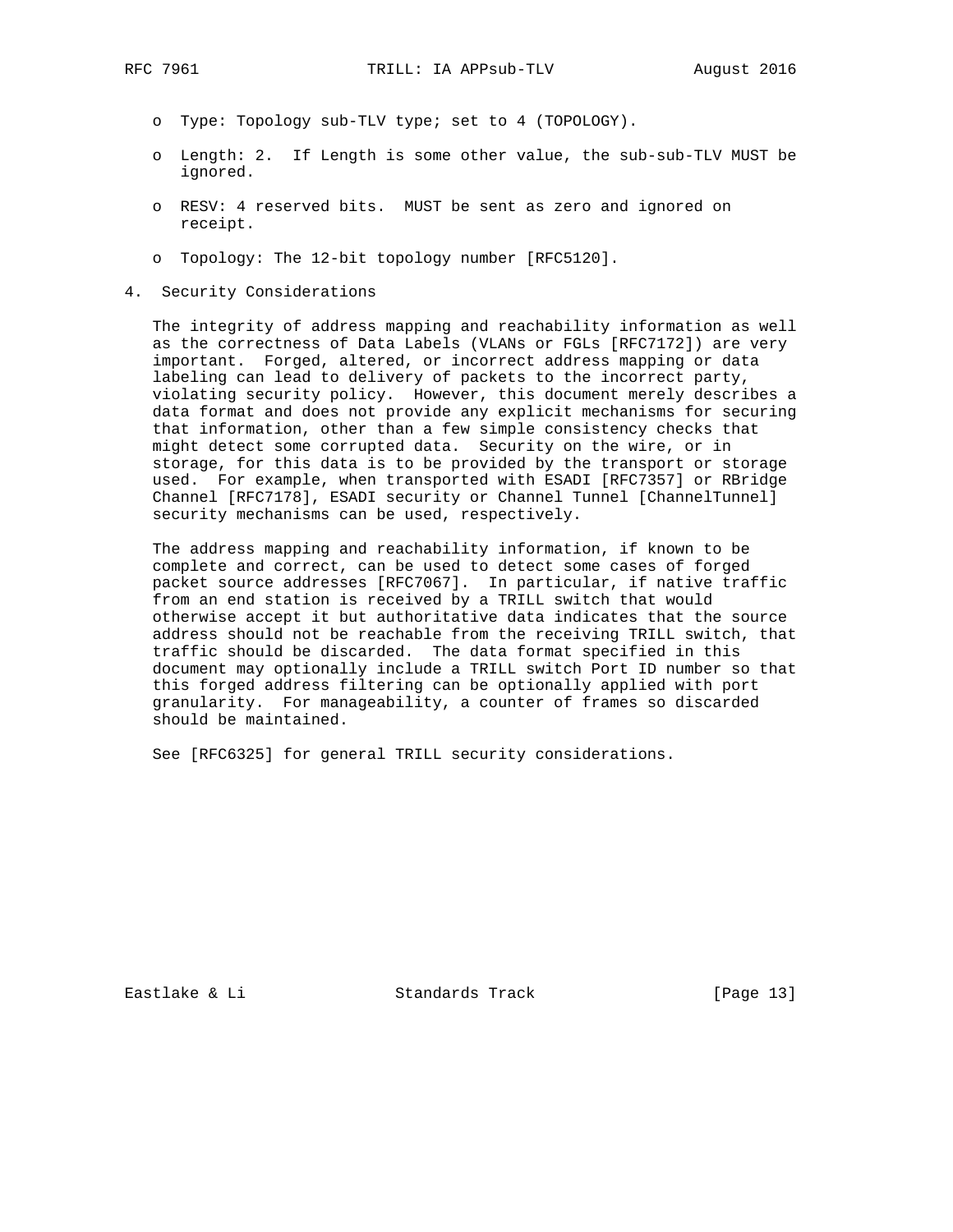- Type: Topology sub-TLV type; set to 4 (TOPOLOGY).
- Length: 2. If Length is some other value, the sub-sub-TLV MUST be ignored.
- RESV: 4 reserved bits. MUST be sent as zero and ignored on receipt.
- Topology: The 12-bit topology number [RFC5120].

## 4. Security Considerations

The integrity of address mapping and reachability information as well as the correctness of Data Labels (VLANs or FGLs [RFC7172]) are very important. Forged, altered, or incorrect address mapping or data labeling can lead to delivery of packets to the incorrect party, violating security policy. However, this document merely describes a data format and does not provide any explicit mechanisms for securing that information, other than a few simple consistency checks that might detect some corrupted data. Security on the wire, or in storage, for this data is to be provided by the transport or storage used. For example, when transported with ESADI [RFC7357] or RBridge Channel [RFC7178], ESADI security or Channel Tunnel [ChannelTunnel] security mechanisms can be used, respectively.

The address mapping and reachability information, if known to be complete and correct, can be used to detect some cases of forged packet source addresses [RFC7067]. In particular, if native traffic from an end station is received by a TRILL switch that would otherwise accept it but authoritative data indicates that the source address should not be reachable from the receiving TRILL switch, that traffic should be discarded. The data format specified in this document may optionally include a TRILL switch Port ID number so that this forged address filtering can be optionally applied with port granularity. For manageability, a counter of frames so discarded should be maintained.

See [RFC6325] for general TRILL security considerations.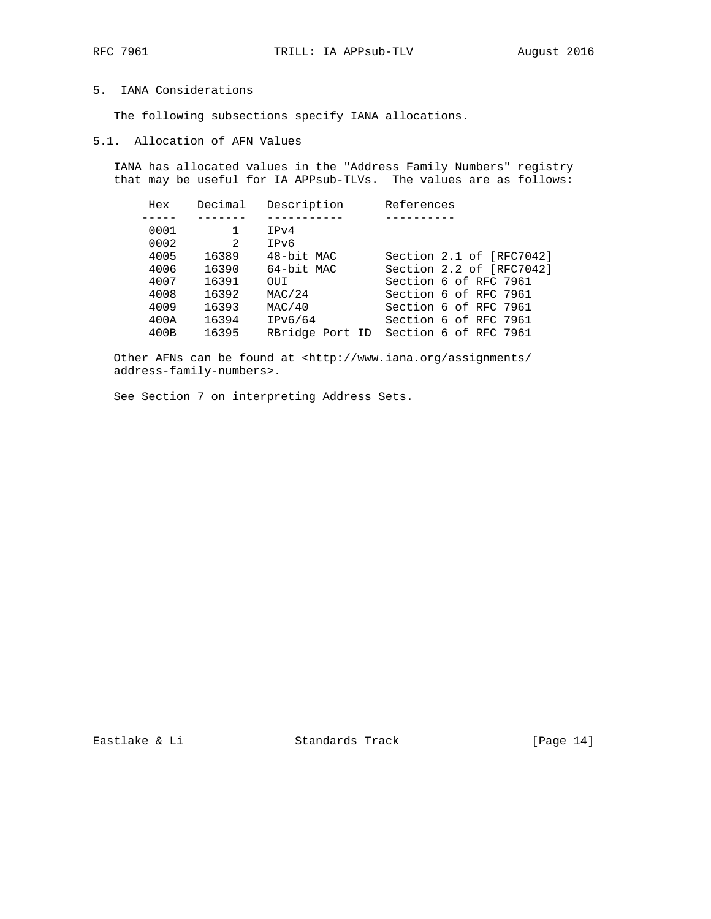## 5. IANA Considerations

The following subsections specify IANA allocations.

### 5.1. Allocation of AFN Values

IANA has allocated values in the "Address Family Numbers" registry that may be useful for IA APPsub-TLVs. The values are as follows:

| Hex | Decimal | Description | References |
|---|---|---|---|
| 0001 | 1 | IPv4 | |
| 0002 | 2 | IPv6 | |
| 4005 | 16389 | 48-bit MAC | Section 2.1 of [RFC7042] |
| 4006 | 16390 | 64-bit MAC | Section 2.2 of [RFC7042] |
| 4007 | 16391 | OUI | Section 6 of RFC 7961 |
| 4008 | 16392 | MAC/24 | Section 6 of RFC 7961 |
| 4009 | 16393 | MAC/40 | Section 6 of RFC 7961 |
| 400A | 16394 | IPv6/64 | Section 6 of RFC 7961 |
| 400B | 16395 | RBridge Port ID | Section 6 of RFC 7961 |

Other AFNs can be found at <http://www.iana.org/assignments/address-family-numbers>.

See Section 7 on interpreting Address Sets.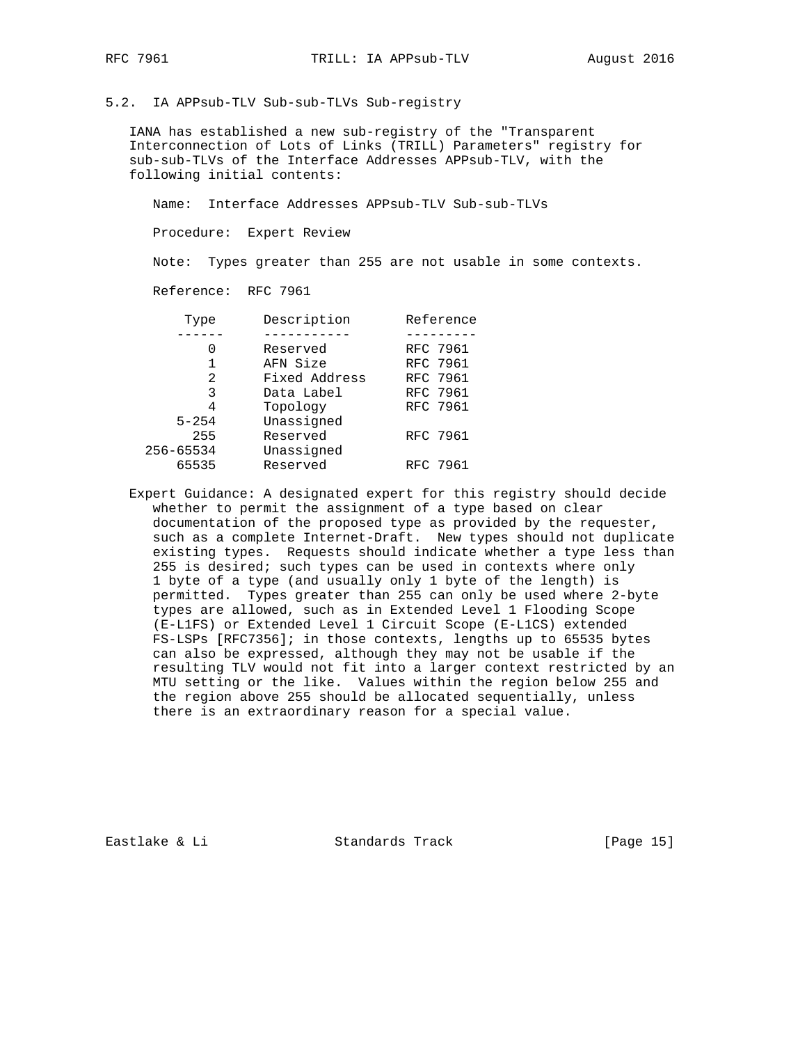### 5.2. IA APPsub-TLV Sub-sub-TLVs Sub-registry

IANA has established a new sub-registry of the "Transparent Interconnection of Lots of Links (TRILL) Parameters" registry for sub-sub-TLVs of the Interface Addresses APPsub-TLV, with the following initial contents:

Name: Interface Addresses APPsub-TLV Sub-sub-TLVs

Procedure: Expert Review

Note: Types greater than 255 are not usable in some contexts.

Reference: RFC 7961

| Type | Description | Reference |
|---|---|---|
| 0 | Reserved | RFC 7961 |
| 1 | AFN Size | RFC 7961 |
| 2 | Fixed Address | RFC 7961 |
| 3 | Data Label | RFC 7961 |
| 4 | Topology | RFC 7961 |
| 5-254 | Unassigned | |
| 255 | Reserved | RFC 7961 |
| 256-65534 | Unassigned | |
| 65535 | Reserved | RFC 7961 |

Expert Guidance: A designated expert for this registry should decide whether to permit the assignment of a type based on clear documentation of the proposed type as provided by the requester, such as a complete Internet-Draft. New types should not duplicate existing types. Requests should indicate whether a type less than 255 is desired; such types can be used in contexts where only 1 byte of a type (and usually only 1 byte of the length) is permitted. Types greater than 255 can only be used where 2-byte types are allowed, such as in Extended Level 1 Flooding Scope (E-L1FS) or Extended Level 1 Circuit Scope (E-L1CS) extended FS-LSPs [RFC7356]; in those contexts, lengths up to 65535 bytes can also be expressed, although they may not be usable if the resulting TLV would not fit into a larger context restricted by an MTU setting or the like. Values within the region below 255 and the region above 255 should be allocated sequentially, unless there is an extraordinary reason for a special value.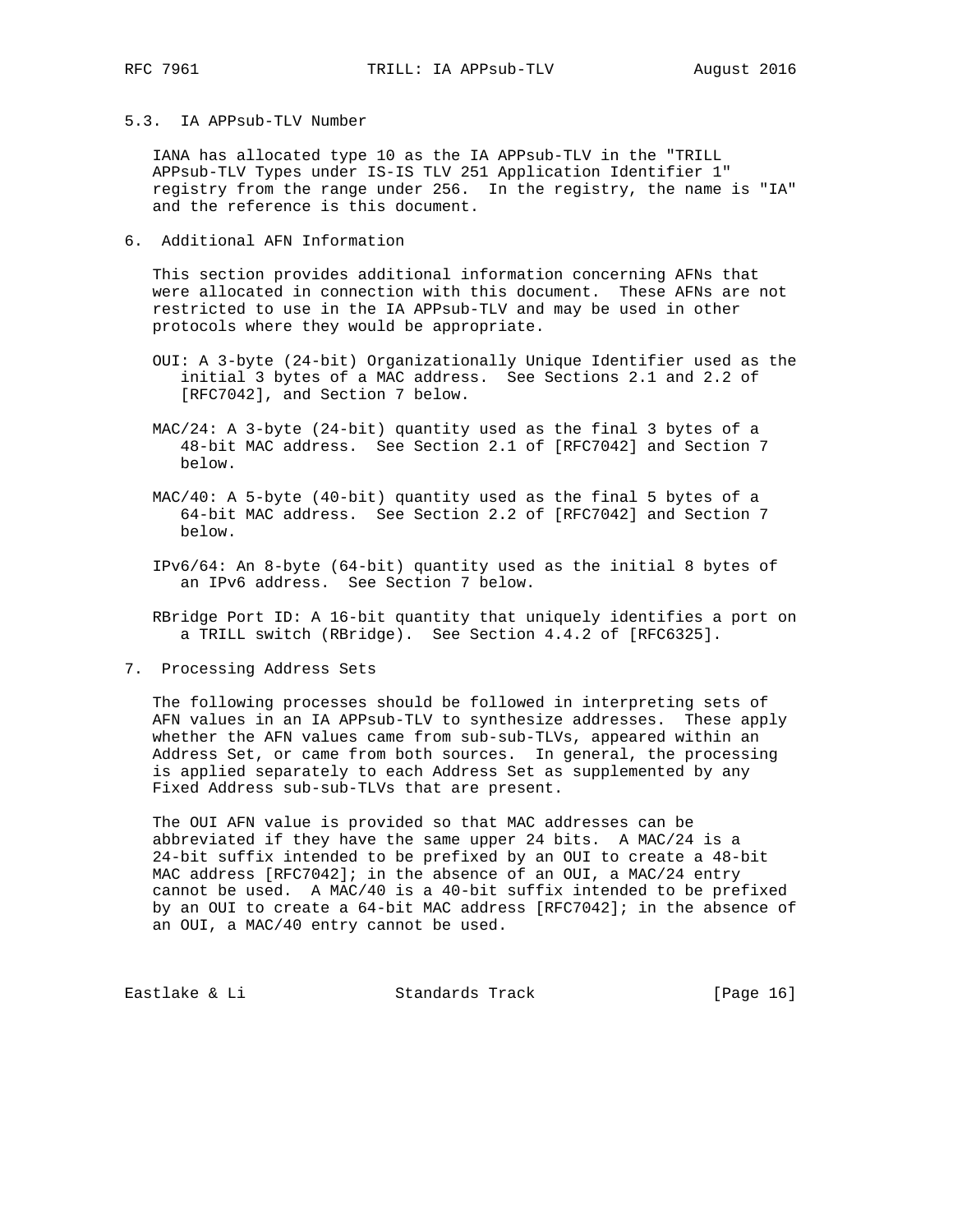### 5.3. IA APPsub-TLV Number

IANA has allocated type 10 as the IA APPsub-TLV in the "TRILL APPsub-TLV Types under IS-IS TLV 251 Application Identifier 1" registry from the range under 256. In the registry, the name is "IA" and the reference is this document.

## 6. Additional AFN Information

This section provides additional information concerning AFNs that were allocated in connection with this document. These AFNs are not restricted to use in the IA APPsub-TLV and may be used in other protocols where they would be appropriate.

OUI: A 3-byte (24-bit) Organizationally Unique Identifier used as the initial 3 bytes of a MAC address. See Sections 2.1 and 2.2 of [RFC7042], and Section 7 below.

MAC/24: A 3-byte (24-bit) quantity used as the final 3 bytes of a 48-bit MAC address. See Section 2.1 of [RFC7042] and Section 7 below.

MAC/40: A 5-byte (40-bit) quantity used as the final 5 bytes of a 64-bit MAC address. See Section 2.2 of [RFC7042] and Section 7 below.

IPv6/64: An 8-byte (64-bit) quantity used as the initial 8 bytes of an IPv6 address. See Section 7 below.

RBridge Port ID: A 16-bit quantity that uniquely identifies a port on a TRILL switch (RBridge). See Section 4.4.2 of [RFC6325].

## 7. Processing Address Sets

The following processes should be followed in interpreting sets of AFN values in an IA APPsub-TLV to synthesize addresses. These apply whether the AFN values came from sub-sub-TLVs, appeared within an Address Set, or came from both sources. In general, the processing is applied separately to each Address Set as supplemented by any Fixed Address sub-sub-TLVs that are present.

The OUI AFN value is provided so that MAC addresses can be abbreviated if they have the same upper 24 bits. A MAC/24 is a 24-bit suffix intended to be prefixed by an OUI to create a 48-bit MAC address [RFC7042]; in the absence of an OUI, a MAC/24 entry cannot be used. A MAC/40 is a 40-bit suffix intended to be prefixed by an OUI to create a 64-bit MAC address [RFC7042]; in the absence of an OUI, a MAC/40 entry cannot be used.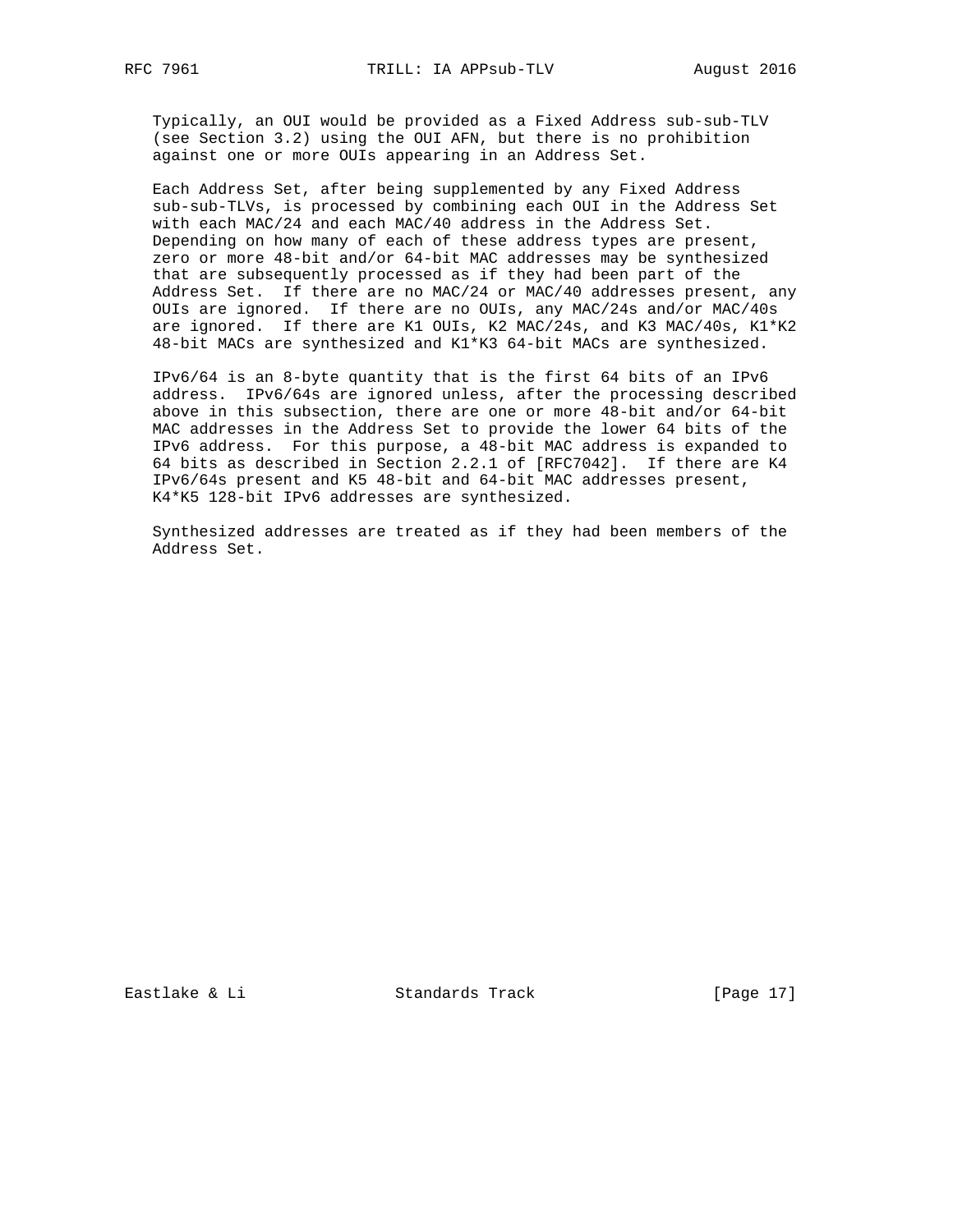Typically, an OUI would be provided as a Fixed Address sub-sub-TLV (see Section 3.2) using the OUI AFN, but there is no prohibition against one or more OUIs appearing in an Address Set.

Each Address Set, after being supplemented by any Fixed Address sub-sub-TLVs, is processed by combining each OUI in the Address Set with each MAC/24 and each MAC/40 address in the Address Set. Depending on how many of each of these address types are present, zero or more 48-bit and/or 64-bit MAC addresses may be synthesized that are subsequently processed as if they had been part of the Address Set. If there are no MAC/24 or MAC/40 addresses present, any OUIs are ignored. If there are no OUIs, any MAC/24s and/or MAC/40s are ignored. If there are K1 OUIs, K2 MAC/24s, and K3 MAC/40s, K1*K2 48-bit MACs are synthesized and K1*K3 64-bit MACs are synthesized.

IPv6/64 is an 8-byte quantity that is the first 64 bits of an IPv6 address. IPv6/64s are ignored unless, after the processing described above in this subsection, there are one or more 48-bit and/or 64-bit MAC addresses in the Address Set to provide the lower 64 bits of the IPv6 address. For this purpose, a 48-bit MAC address is expanded to 64 bits as described in Section 2.2.1 of [RFC7042]. If there are K4 IPv6/64s present and K5 48-bit and 64-bit MAC addresses present, K4*K5 128-bit IPv6 addresses are synthesized.

Synthesized addresses are treated as if they had been members of the Address Set.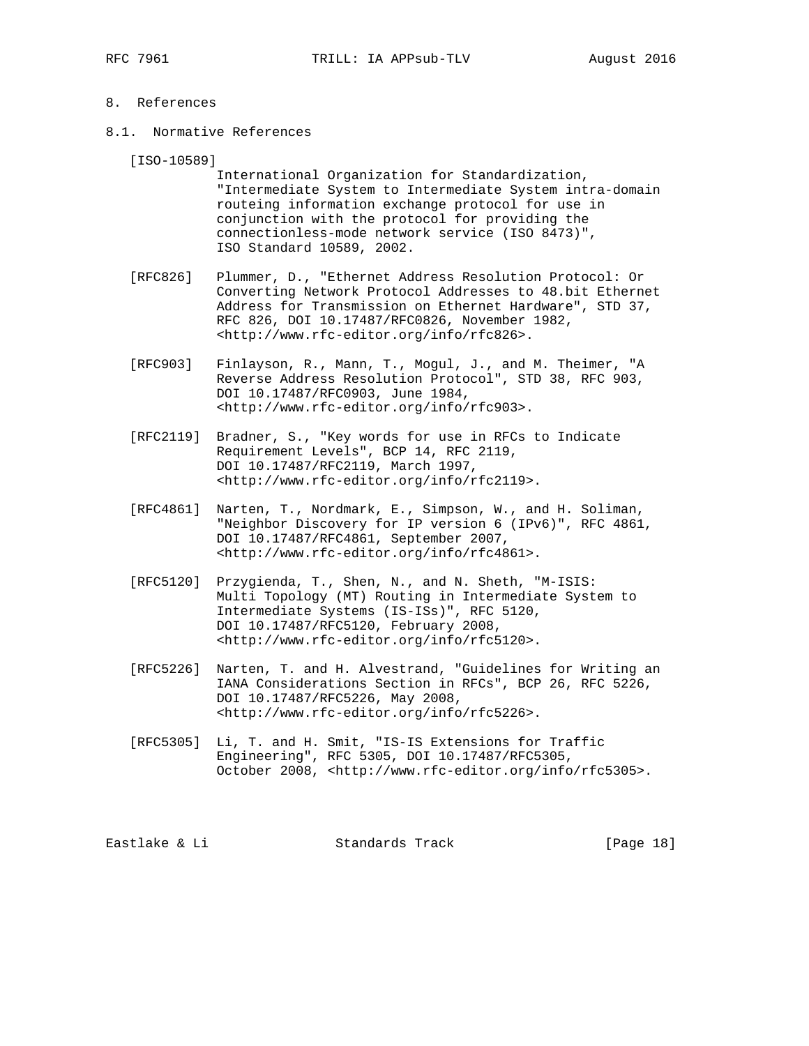## 8. References

### 8.1. Normative References

[ISO-10589]
International Organization for Standardization, "Intermediate System to Intermediate System intra-domain routeing information exchange protocol for use in conjunction with the protocol for providing the connectionless-mode network service (ISO 8473)", ISO Standard 10589, 2002.

[RFC826] Plummer, D., "Ethernet Address Resolution Protocol: Or Converting Network Protocol Addresses to 48.bit Ethernet Address for Transmission on Ethernet Hardware", STD 37, RFC 826, DOI 10.17487/RFC0826, November 1982, <http://www.rfc-editor.org/info/rfc826>.

[RFC903] Finlayson, R., Mann, T., Mogul, J., and M. Theimer, "A Reverse Address Resolution Protocol", STD 38, RFC 903, DOI 10.17487/RFC0903, June 1984, <http://www.rfc-editor.org/info/rfc903>.

[RFC2119] Bradner, S., "Key words for use in RFCs to Indicate Requirement Levels", BCP 14, RFC 2119, DOI 10.17487/RFC2119, March 1997, <http://www.rfc-editor.org/info/rfc2119>.

[RFC4861] Narten, T., Nordmark, E., Simpson, W., and H. Soliman, "Neighbor Discovery for IP version 6 (IPv6)", RFC 4861, DOI 10.17487/RFC4861, September 2007, <http://www.rfc-editor.org/info/rfc4861>.

[RFC5120] Przygienda, T., Shen, N., and N. Sheth, "M-ISIS: Multi Topology (MT) Routing in Intermediate System to Intermediate Systems (IS-ISs)", RFC 5120, DOI 10.17487/RFC5120, February 2008, <http://www.rfc-editor.org/info/rfc5120>.

[RFC5226] Narten, T. and H. Alvestrand, "Guidelines for Writing an IANA Considerations Section in RFCs", BCP 26, RFC 5226, DOI 10.17487/RFC5226, May 2008, <http://www.rfc-editor.org/info/rfc5226>.

[RFC5305] Li, T. and H. Smit, "IS-IS Extensions for Traffic Engineering", RFC 5305, DOI 10.17487/RFC5305, October 2008, <http://www.rfc-editor.org/info/rfc5305>.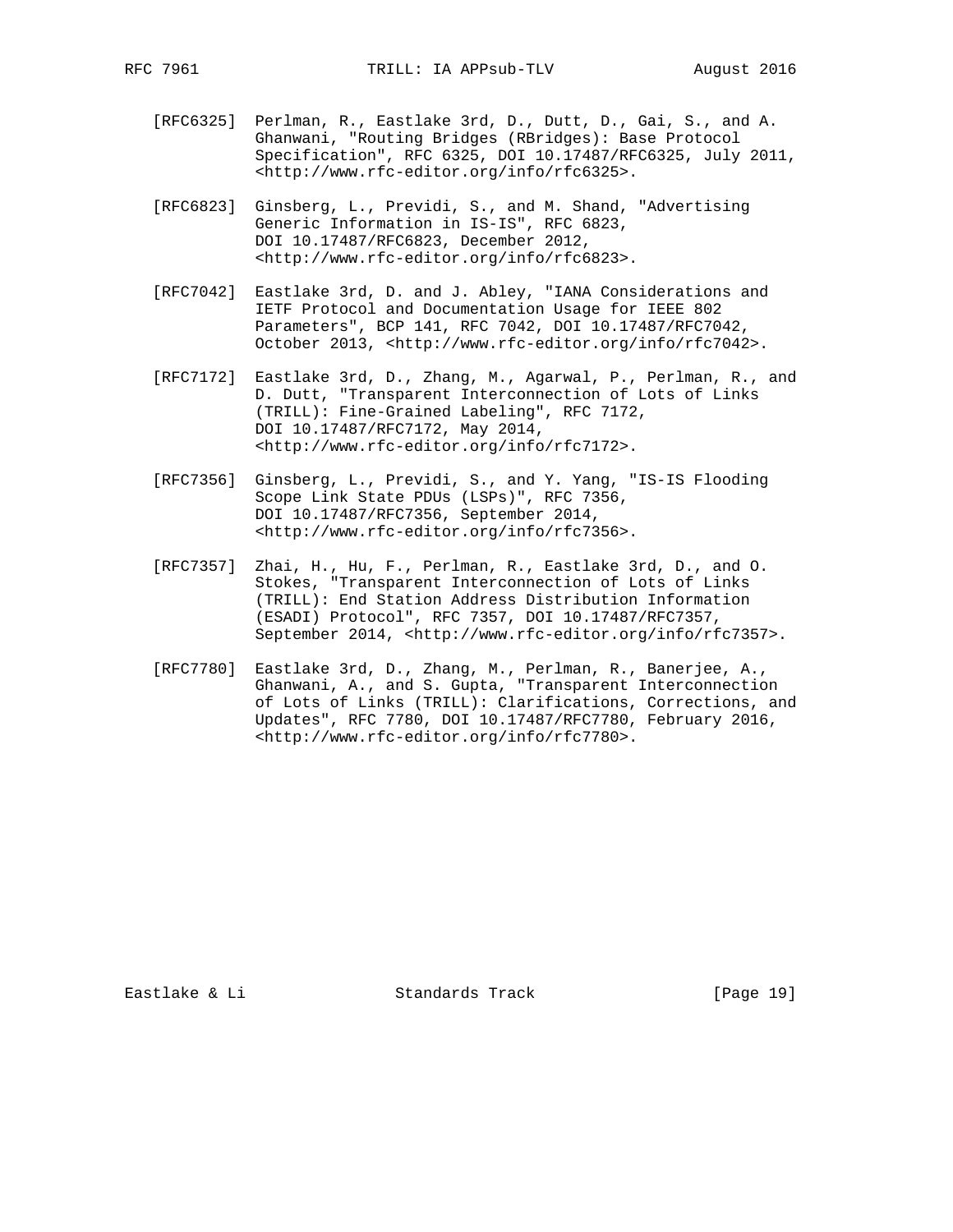[RFC6325] Perlman, R., Eastlake 3rd, D., Dutt, D., Gai, S., and A. Ghanwani, "Routing Bridges (RBridges): Base Protocol Specification", RFC 6325, DOI 10.17487/RFC6325, July 2011, <http://www.rfc-editor.org/info/rfc6325>.

[RFC6823] Ginsberg, L., Previdi, S., and M. Shand, "Advertising Generic Information in IS-IS", RFC 6823, DOI 10.17487/RFC6823, December 2012, <http://www.rfc-editor.org/info/rfc6823>.

[RFC7042] Eastlake 3rd, D. and J. Abley, "IANA Considerations and IETF Protocol and Documentation Usage for IEEE 802 Parameters", BCP 141, RFC 7042, DOI 10.17487/RFC7042, October 2013, <http://www.rfc-editor.org/info/rfc7042>.

[RFC7172] Eastlake 3rd, D., Zhang, M., Agarwal, P., Perlman, R., and D. Dutt, "Transparent Interconnection of Lots of Links (TRILL): Fine-Grained Labeling", RFC 7172, DOI 10.17487/RFC7172, May 2014, <http://www.rfc-editor.org/info/rfc7172>.

[RFC7356] Ginsberg, L., Previdi, S., and Y. Yang, "IS-IS Flooding Scope Link State PDUs (LSPs)", RFC 7356, DOI 10.17487/RFC7356, September 2014, <http://www.rfc-editor.org/info/rfc7356>.

[RFC7357] Zhai, H., Hu, F., Perlman, R., Eastlake 3rd, D., and O. Stokes, "Transparent Interconnection of Lots of Links (TRILL): End Station Address Distribution Information (ESADI) Protocol", RFC 7357, DOI 10.17487/RFC7357, September 2014, <http://www.rfc-editor.org/info/rfc7357>.

[RFC7780] Eastlake 3rd, D., Zhang, M., Perlman, R., Banerjee, A., Ghanwani, A., and S. Gupta, "Transparent Interconnection of Lots of Links (TRILL): Clarifications, Corrections, and Updates", RFC 7780, DOI 10.17487/RFC7780, February 2016, <http://www.rfc-editor.org/info/rfc7780>.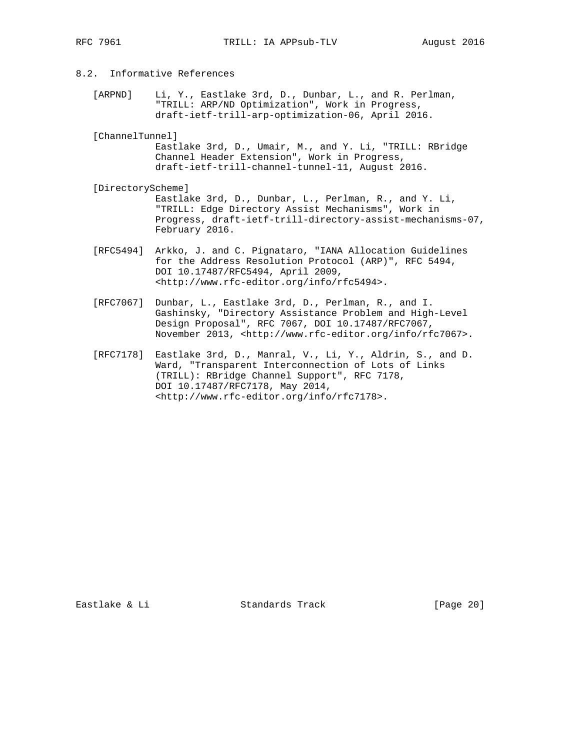## 8.2. Informative References

[ARPND] Li, Y., Eastlake 3rd, D., Dunbar, L., and R. Perlman, "TRILL: ARP/ND Optimization", Work in Progress, draft-ietf-trill-arp-optimization-06, April 2016.

[ChannelTunnel] Eastlake 3rd, D., Umair, M., and Y. Li, "TRILL: RBridge Channel Header Extension", Work in Progress, draft-ietf-trill-channel-tunnel-11, August 2016.

[DirectoryScheme] Eastlake 3rd, D., Dunbar, L., Perlman, R., and Y. Li, "TRILL: Edge Directory Assist Mechanisms", Work in Progress, draft-ietf-trill-directory-assist-mechanisms-07, February 2016.

[RFC5494] Arkko, J. and C. Pignataro, "IANA Allocation Guidelines for the Address Resolution Protocol (ARP)", RFC 5494, DOI 10.17487/RFC5494, April 2009, <http://www.rfc-editor.org/info/rfc5494>.

[RFC7067] Dunbar, L., Eastlake 3rd, D., Perlman, R., and I. Gashinsky, "Directory Assistance Problem and High-Level Design Proposal", RFC 7067, DOI 10.17487/RFC7067, November 2013, <http://www.rfc-editor.org/info/rfc7067>.

[RFC7178] Eastlake 3rd, D., Manral, V., Li, Y., Aldrin, S., and D. Ward, "Transparent Interconnection of Lots of Links (TRILL): RBridge Channel Support", RFC 7178, DOI 10.17487/RFC7178, May 2014, <http://www.rfc-editor.org/info/rfc7178>.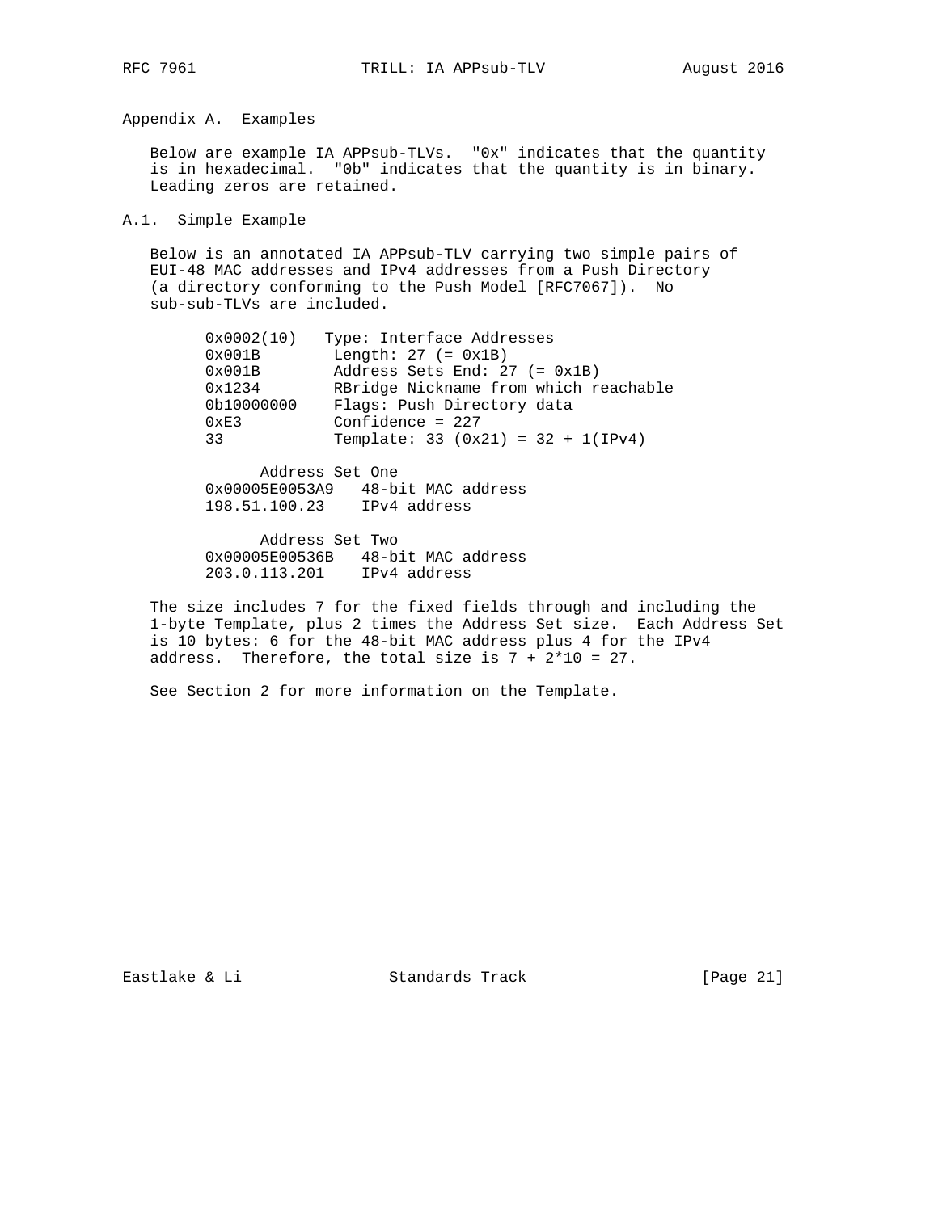## Appendix A. Examples

Below are example IA APPsub-TLVs. "0x" indicates that the quantity is in hexadecimal. "0b" indicates that the quantity is in binary. Leading zeros are retained.

### A.1. Simple Example

Below is an annotated IA APPsub-TLV carrying two simple pairs of EUI-48 MAC addresses and IPv4 addresses from a Push Directory (a directory conforming to the Push Model [RFC7067]). No sub-sub-TLVs are included.

```
0x0002(10)   Type: Interface Addresses
0x001B        Length: 27 (= 0x1B)
0x001B        Address Sets End: 27 (= 0x1B)
0x1234        RBridge Nickname from which reachable
0b10000000    Flags: Push Directory data
0xE3          Confidence = 227
33            Template: 33 (0x21) = 32 + 1(IPv4)

      Address Set One
0x00005E0053A9   48-bit MAC address
198.51.100.23    IPv4 address

      Address Set Two
0x00005E00536B   48-bit MAC address
203.0.113.201    IPv4 address
```

The size includes 7 for the fixed fields through and including the 1-byte Template, plus 2 times the Address Set size. Each Address Set is 10 bytes: 6 for the 48-bit MAC address plus 4 for the IPv4 address. Therefore, the total size is 7 + 2*10 = 27.

See Section 2 for more information on the Template.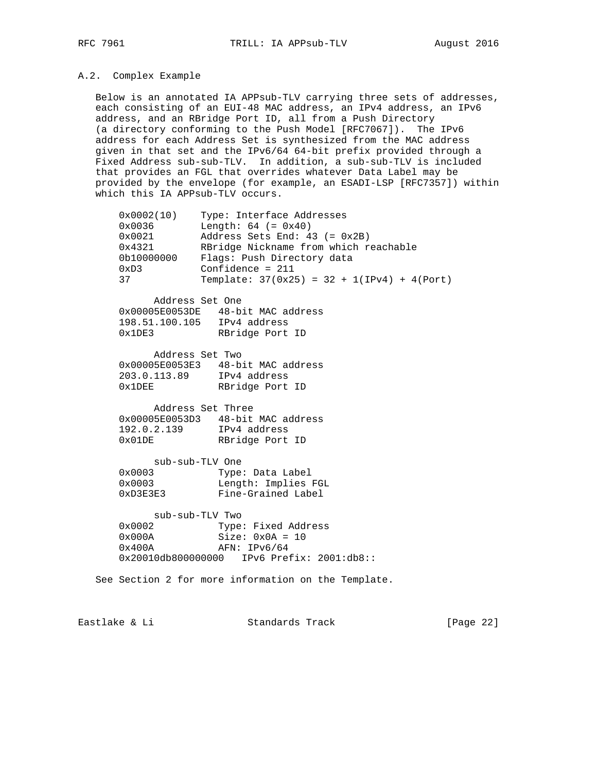## A.2. Complex Example

Below is an annotated IA APPsub-TLV carrying three sets of addresses, each consisting of an EUI-48 MAC address, an IPv4 address, an IPv6 address, and an RBridge Port ID, all from a Push Directory (a directory conforming to the Push Model [RFC7067]). The IPv6 address for each Address Set is synthesized from the MAC address given in that set and the IPv6/64 64-bit prefix provided through a Fixed Address sub-sub-TLV. In addition, a sub-sub-TLV is included that provides an FGL that overrides whatever Data Label may be provided by the envelope (for example, an ESADI-LSP [RFC7357]) within which this IA APPsub-TLV occurs.

```
0x0002(10)    Type: Interface Addresses
0x0036        Length: 64 (= 0x40)
0x0021        Address Sets End: 43 (= 0x2B)
0x4321        RBridge Nickname from which reachable
0b10000000    Flags: Push Directory data
0xD3          Confidence = 211
37            Template: 37(0x25) = 32 + 1(IPv4) + 4(Port)

      Address Set One
0x00005E0053DE   48-bit MAC address
198.51.100.105   IPv4 address
0x1DE3           RBridge Port ID

      Address Set Two
0x00005E0053E3   48-bit MAC address
203.0.113.89     IPv4 address
0x1DEE           RBridge Port ID

      Address Set Three
0x00005E0053D3   48-bit MAC address
192.0.2.139      IPv4 address
0x01DE           RBridge Port ID

      sub-sub-TLV One
0x0003           Type: Data Label
0x0003           Length: Implies FGL
0xD3E3E3         Fine-Grained Label

      sub-sub-TLV Two
0x0002           Type: Fixed Address
0x000A           Size: 0x0A = 10
0x400A           AFN: IPv6/64
0x20010db800000000   IPv6 Prefix: 2001:db8::
```

See Section 2 for more information on the Template.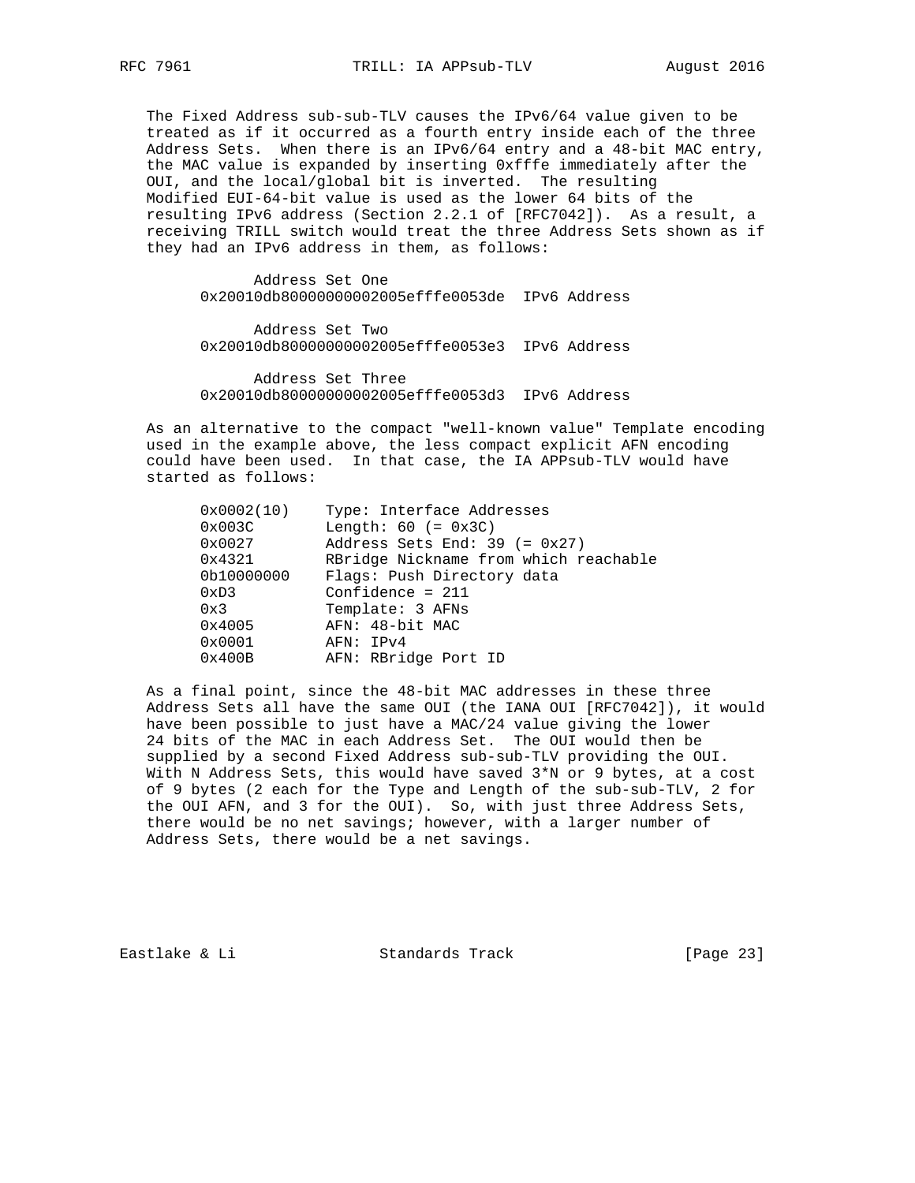The Fixed Address sub-sub-TLV causes the IPv6/64 value given to be treated as if it occurred as a fourth entry inside each of the three Address Sets. When there is an IPv6/64 entry and a 48-bit MAC entry, the MAC value is expanded by inserting 0xfffe immediately after the OUI, and the local/global bit is inverted. The resulting Modified EUI-64-bit value is used as the lower 64 bits of the resulting IPv6 address (Section 2.2.1 of [RFC7042]). As a result, a receiving TRILL switch would treat the three Address Sets shown as if they had an IPv6 address in them, as follows:

```
      Address Set One
 0x20010db80000000002005efffe0053de  IPv6 Address

      Address Set Two
 0x20010db80000000002005efffe0053e3  IPv6 Address

      Address Set Three
 0x20010db80000000002005efffe0053d3  IPv6 Address
```

As an alternative to the compact "well-known value" Template encoding used in the example above, the less compact explicit AFN encoding could have been used. In that case, the IA APPsub-TLV would have started as follows:

```
0x0002(10)    Type: Interface Addresses
0x003C        Length: 60 (= 0x3C)
0x0027        Address Sets End: 39 (= 0x27)
0x4321        RBridge Nickname from which reachable
0b10000000    Flags: Push Directory data
0xD3          Confidence = 211
0x3           Template: 3 AFNs
0x4005        AFN: 48-bit MAC
0x0001        AFN: IPv4
0x400B        AFN: RBridge Port ID
```

As a final point, since the 48-bit MAC addresses in these three Address Sets all have the same OUI (the IANA OUI [RFC7042]), it would have been possible to just have a MAC/24 value giving the lower 24 bits of the MAC in each Address Set. The OUI would then be supplied by a second Fixed Address sub-sub-TLV providing the OUI. With N Address Sets, this would have saved 3*N or 9 bytes, at a cost of 9 bytes (2 each for the Type and Length of the sub-sub-TLV, 2 for the OUI AFN, and 3 for the OUI). So, with just three Address Sets, there would be no net savings; however, with a larger number of Address Sets, there would be a net savings.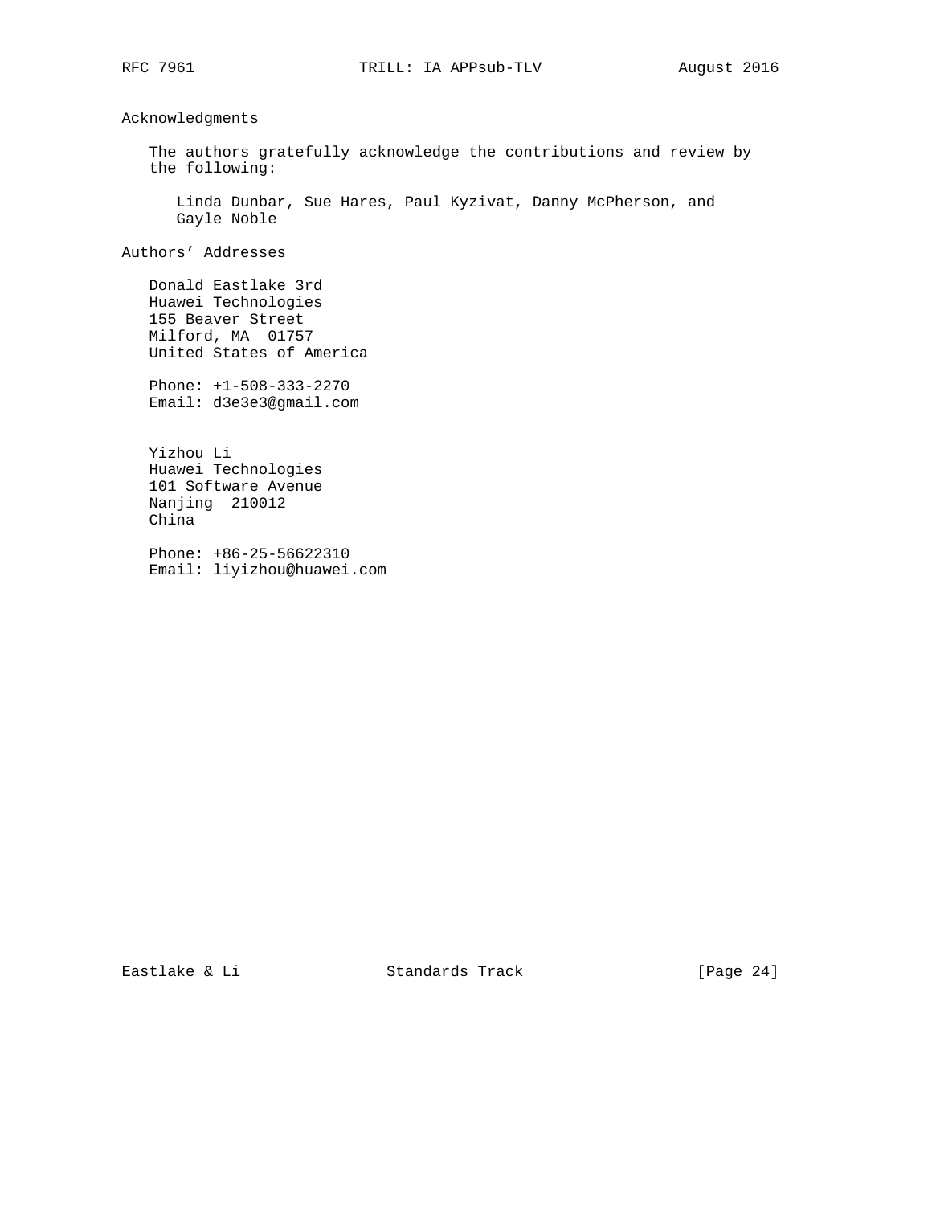## Acknowledgments

The authors gratefully acknowledge the contributions and review by the following:

Linda Dunbar, Sue Hares, Paul Kyzivat, Danny McPherson, and Gayle Noble

## Authors' Addresses

Donald Eastlake 3rd
Huawei Technologies
155 Beaver Street
Milford, MA  01757
United States of America

Phone: +1-508-333-2270
Email: d3e3e3@gmail.com

Yizhou Li
Huawei Technologies
101 Software Avenue
Nanjing  210012
China

Phone: +86-25-56622310
Email: liyizhou@huawei.com